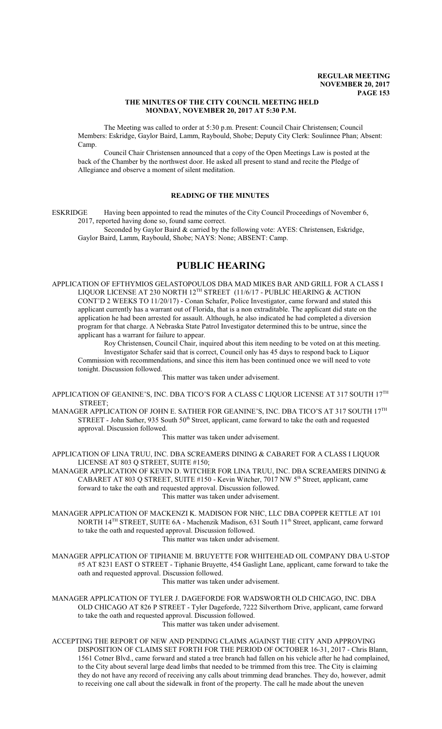# THE MINUTES OF THE CITY COUNCIL MEETING HELD MONDAY, NOVEMBER 20, 2017 AT 5:30 P.M.

The Meeting was called to order at 5:30 p.m. Present: Council Chair Christensen; Council Members: Eskridge, Gaylor Baird, Lamm, Raybould, Shobe; Deputy City Clerk: Soulinnee Phan; Absent: Camp.

Council Chair Christensen announced that a copy of the Open Meetings Law is posted at the back of the Chamber by the northwest door. He asked all present to stand and recite the Pledge of Allegiance and observe a moment of silent meditation.

## READING OF THE MINUTES

ESKRIDGE Having been appointed to read the minutes of the City Council Proceedings of November 6, 2017, reported having done so, found same correct.

Seconded by Gaylor Baird & carried by the following vote: AYES: Christensen, Eskridge, Gaylor Baird, Lamm, Raybould, Shobe; NAYS: None; ABSENT: Camp.

# PUBLIC HEARING

APPLICATION OF EFTHYMIOS GELASTOPOULOS DBA MAD MIKES BAR AND GRILL FOR A CLASS I LIQUOR LICENSE AT 230 NORTH 12TH STREET (11/6/17 - PUBLIC HEARING & ACTION CONT'D 2 WEEKS TO 11/20/17) - Conan Schafer, Police Investigator, came forward and stated this applicant currently has a warrant out of Florida, that is a non extraditable. The applicant did state on the application he had been arrested for assault. Although, he also indicated he had completed a diversion program for that charge. A Nebraska State Patrol Investigator determined this to be untrue, since the applicant has a warrant for failure to appear.

Roy Christensen, Council Chair, inquired about this item needing to be voted on at this meeting.

Investigator Schafer said that is correct, Council only has 45 days to respond back to Liquor Commission with recommendations, and since this item has been continued once we will need to vote tonight. Discussion followed.

This matter was taken under advisement.

APPLICATION OF GEANINE'S, INC. DBA TICO'S FOR A CLASS C LIQUOR LICENSE AT 317 SOUTH 17TH STREET;

MANAGER APPLICATION OF JOHN E. SATHER FOR GEANINE'S, INC. DBA TICO'S AT 317 SOUTH 17TH STREET - John Sather, 935 South 50th Street, applicant, came forward to take the oath and requested approval. Discussion followed.

This matter was taken under advisement.

APPLICATION OF LINA TRUU, INC. DBA SCREAMERS DINING & CABARET FOR A CLASS I LIQUOR LICENSE AT 803 Q STREET, SUITE #150;

MANAGER APPLICATION OF KEVIN D. WITCHER FOR LINA TRUU, INC. DBA SCREAMERS DINING & CABARET AT 803 Q STREET, SUITE #150 - Kevin Witcher, 7017 NW 5th Street, applicant, came forward to take the oath and requested approval. Discussion followed.

This matter was taken under advisement.

MANAGER APPLICATION OF MACKENZI K. MADISON FOR NHC, LLC DBA COPPER KETTLE AT 101 NORTH 14TH STREET, SUITE 6A - Machenzik Madison, 631 South 11th Street, applicant, came forward to take the oath and requested approval. Discussion followed.

This matter was taken under advisement.

MANAGER APPLICATION OF TIPHANIE M. BRUYETTE FOR WHITEHEAD OIL COMPANY DBA U-STOP #5 AT 8231 EAST O STREET - Tiphanie Bruyette, 454 Gaslight Lane, applicant, came forward to take the oath and requested approval. Discussion followed.

This matter was taken under advisement.

MANAGER APPLICATION OF TYLER J. DAGEFORDE FOR WADSWORTH OLD CHICAGO, INC. DBA OLD CHICAGO AT 826 P STREET - Tyler Dageforde, 7222 Silverthorn Drive, applicant, came forward to take the oath and requested approval. Discussion followed.

This matter was taken under advisement.

ACCEPTING THE REPORT OF NEW AND PENDING CLAIMS AGAINST THE CITY AND APPROVING DISPOSITION OF CLAIMS SET FORTH FOR THE PERIOD OF OCTOBER 16-31, 2017 - Chris Blann, 1561 Cotner Blvd., came forward and stated a tree branch had fallen on his vehicle after he had complained, to the City about several large dead limbs that needed to be trimmed from this tree. The City is claiming they do not have any record of receiving any calls about trimming dead branches. They do, however, admit to receiving one call about the sidewalk in front of the property. The call he made about the uneven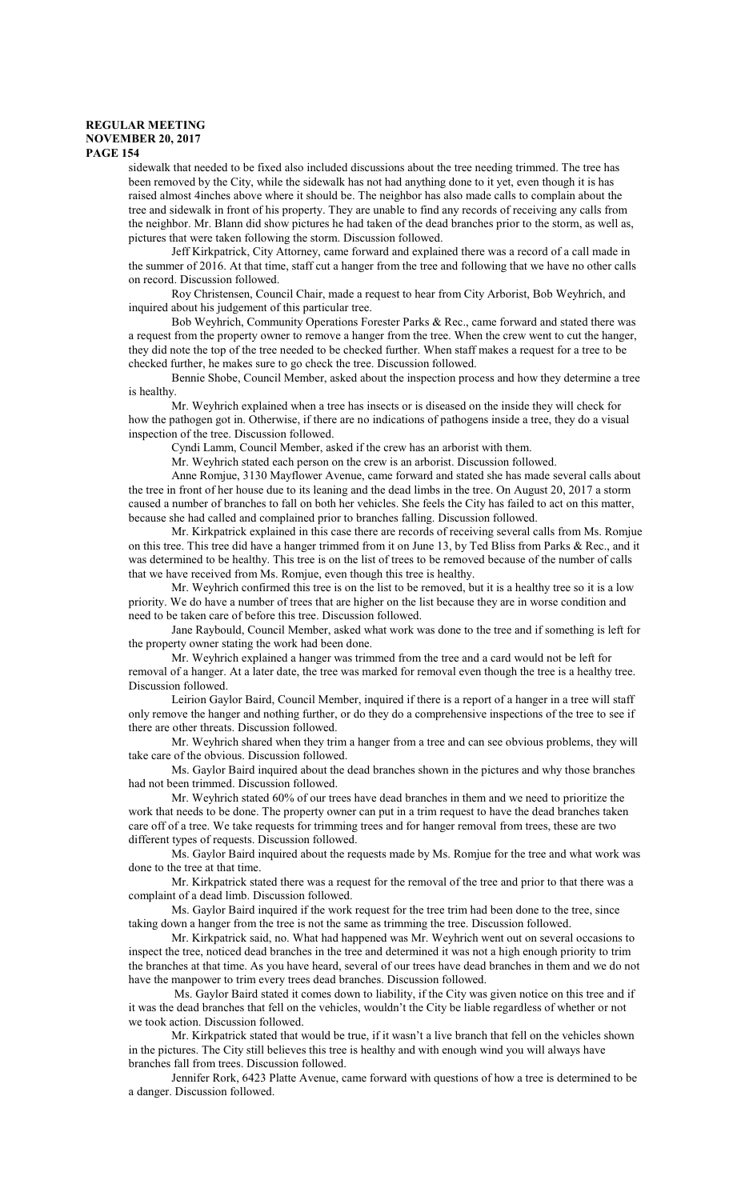sidewalk that needed to be fixed also included discussions about the tree needing trimmed. The tree has been removed by the City, while the sidewalk has not had anything done to it yet, even though it is has raised almost 4inches above where it should be. The neighbor has also made calls to complain about the tree and sidewalk in front of his property. They are unable to find any records of receiving any calls from the neighbor. Mr. Blann did show pictures he had taken of the dead branches prior to the storm, as well as, pictures that were taken following the storm. Discussion followed.

Jeff Kirkpatrick, City Attorney, came forward and explained there was a record of a call made in the summer of 2016. At that time, staff cut a hanger from the tree and following that we have no other calls on record. Discussion followed.

Roy Christensen, Council Chair, made a request to hear from City Arborist, Bob Weyhrich, and inquired about his judgement of this particular tree.

Bob Weyhrich, Community Operations Forester Parks & Rec., came forward and stated there was a request from the property owner to remove a hanger from the tree. When the crew went to cut the hanger, they did note the top of the tree needed to be checked further. When staff makes a request for a tree to be checked further, he makes sure to go check the tree. Discussion followed.

Bennie Shobe, Council Member, asked about the inspection process and how they determine a tree is healthy.

Mr. Weyhrich explained when a tree has insects or is diseased on the inside they will check for how the pathogen got in. Otherwise, if there are no indications of pathogens inside a tree, they do a visual inspection of the tree. Discussion followed.

Cyndi Lamm, Council Member, asked if the crew has an arborist with them.

Mr. Weyhrich stated each person on the crew is an arborist. Discussion followed.

Anne Romjue, 3130 Mayflower Avenue, came forward and stated she has made several calls about the tree in front of her house due to its leaning and the dead limbs in the tree. On August 20, 2017 a storm caused a number of branches to fall on both her vehicles. She feels the City has failed to act on this matter, because she had called and complained prior to branches falling. Discussion followed.

Mr. Kirkpatrick explained in this case there are records of receiving several calls from Ms. Romjue on this tree. This tree did have a hanger trimmed from it on June 13, by Ted Bliss from Parks & Rec., and it was determined to be healthy. This tree is on the list of trees to be removed because of the number of calls that we have received from Ms. Romjue, even though this tree is healthy.

Mr. Weyhrich confirmed this tree is on the list to be removed, but it is a healthy tree so it is a low priority. We do have a number of trees that are higher on the list because they are in worse condition and need to be taken care of before this tree. Discussion followed.

Jane Raybould, Council Member, asked what work was done to the tree and if something is left for the property owner stating the work had been done.

Mr. Weyhrich explained a hanger was trimmed from the tree and a card would not be left for removal of a hanger. At a later date, the tree was marked for removal even though the tree is a healthy tree. Discussion followed.

Leirion Gaylor Baird, Council Member, inquired if there is a report of a hanger in a tree will staff only remove the hanger and nothing further, or do they do a comprehensive inspections of the tree to see if there are other threats. Discussion followed.

Mr. Weyhrich shared when they trim a hanger from a tree and can see obvious problems, they will take care of the obvious. Discussion followed.

Ms. Gaylor Baird inquired about the dead branches shown in the pictures and why those branches had not been trimmed. Discussion followed.

Mr. Weyhrich stated 60% of our trees have dead branches in them and we need to prioritize the work that needs to be done. The property owner can put in a trim request to have the dead branches taken care off of a tree. We take requests for trimming trees and for hanger removal from trees, these are two different types of requests. Discussion followed.

Ms. Gaylor Baird inquired about the requests made by Ms. Romjue for the tree and what work was done to the tree at that time.

Mr. Kirkpatrick stated there was a request for the removal of the tree and prior to that there was a complaint of a dead limb. Discussion followed.

Ms. Gaylor Baird inquired if the work request for the tree trim had been done to the tree, since taking down a hanger from the tree is not the same as trimming the tree. Discussion followed.

Mr. Kirkpatrick said, no. What had happened was Mr. Weyhrich went out on several occasions to inspect the tree, noticed dead branches in the tree and determined it was not a high enough priority to trim the branches at that time. As you have heard, several of our trees have dead branches in them and we do not have the manpower to trim every trees dead branches. Discussion followed.

Ms. Gaylor Baird stated it comes down to liability, if the City was given notice on this tree and if it was the dead branches that fell on the vehicles, wouldn't the City be liable regardless of whether or not we took action. Discussion followed.

Mr. Kirkpatrick stated that would be true, if it wasn't a live branch that fell on the vehicles shown in the pictures. The City still believes this tree is healthy and with enough wind you will always have branches fall from trees. Discussion followed.

Jennifer Rork, 6423 Platte Avenue, came forward with questions of how a tree is determined to be a danger. Discussion followed.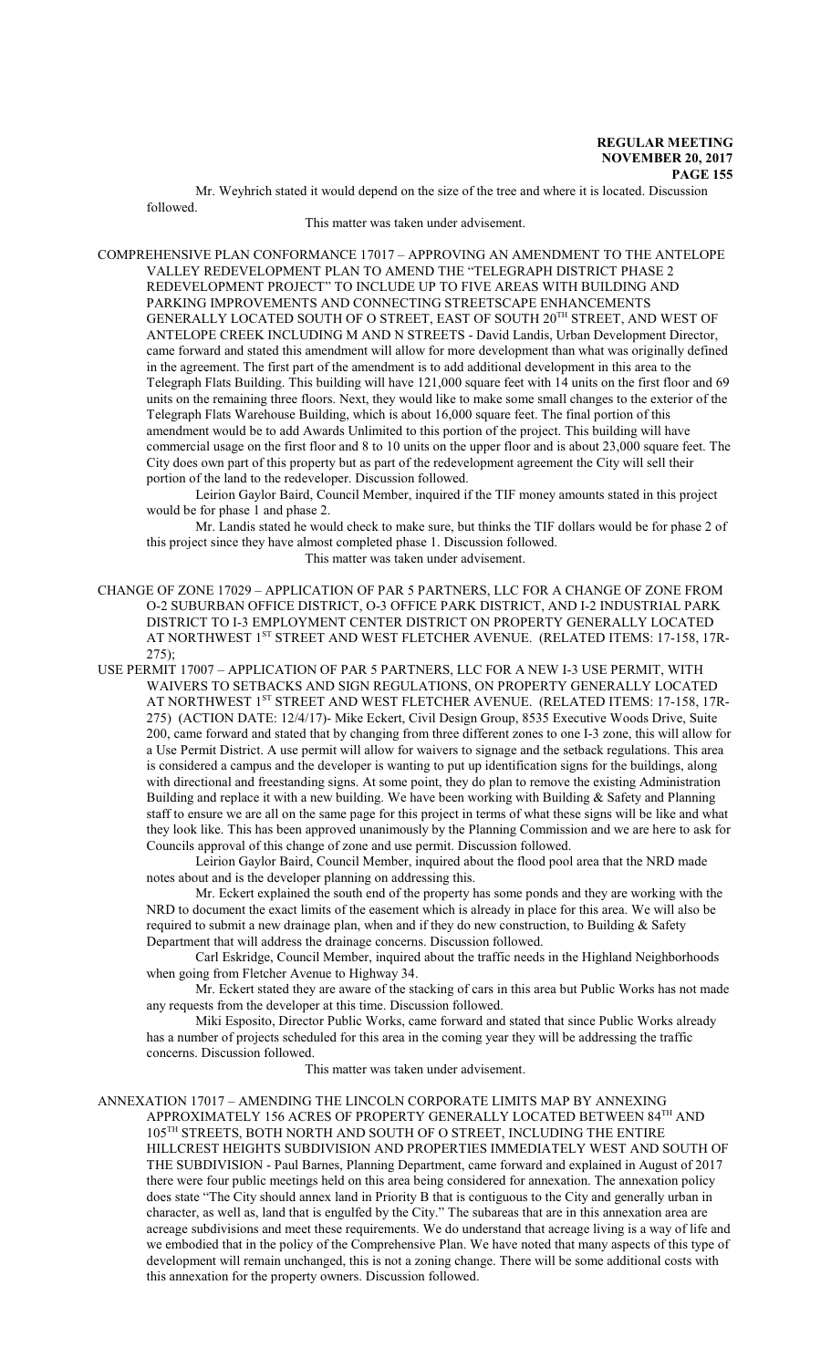Mr. Weyhrich stated it would depend on the size of the tree and where it is located. Discussion followed.

This matter was taken under advisement.

COMPREHENSIVE PLAN CONFORMANCE 17017 – APPROVING AN AMENDMENT TO THE ANTELOPE VALLEY REDEVELOPMENT PLAN TO AMEND THE "TELEGRAPH DISTRICT PHASE 2 REDEVELOPMENT PROJECT" TO INCLUDE UP TO FIVE AREAS WITH BUILDING AND PARKING IMPROVEMENTS AND CONNECTING STREETSCAPE ENHANCEMENTS GENERALLY LOCATED SOUTH OF O STREET, EAST OF SOUTH 20TH STREET, AND WEST OF ANTELOPE CREEK INCLUDING M AND N STREETS - David Landis, Urban Development Director, came forward and stated this amendment will allow for more development than what was originally defined in the agreement. The first part of the amendment is to add additional development in this area to the Telegraph Flats Building. This building will have 121,000 square feet with 14 units on the first floor and 69 units on the remaining three floors. Next, they would like to make some small changes to the exterior of the Telegraph Flats Warehouse Building, which is about 16,000 square feet. The final portion of this amendment would be to add Awards Unlimited to this portion of the project. This building will have commercial usage on the first floor and 8 to 10 units on the upper floor and is about 23,000 square feet. The City does own part of this property but as part of the redevelopment agreement the City will sell their portion of the land to the redeveloper. Discussion followed.

Leirion Gaylor Baird, Council Member, inquired if the TIF money amounts stated in this project would be for phase 1 and phase 2.

Mr. Landis stated he would check to make sure, but thinks the TIF dollars would be for phase 2 of this project since they have almost completed phase 1. Discussion followed.

This matter was taken under advisement.

CHANGE OF ZONE 17029 – APPLICATION OF PAR 5 PARTNERS, LLC FOR A CHANGE OF ZONE FROM O-2 SUBURBAN OFFICE DISTRICT, O-3 OFFICE PARK DISTRICT, AND I-2 INDUSTRIAL PARK DISTRICT TO I-3 EMPLOYMENT CENTER DISTRICT ON PROPERTY GENERALLY LOCATED AT NORTHWEST 1ST STREET AND WEST FLETCHER AVENUE. (RELATED ITEMS: 17-158, 17R-275);

USE PERMIT 17007 – APPLICATION OF PAR 5 PARTNERS, LLC FOR A NEW I-3 USE PERMIT, WITH WAIVERS TO SETBACKS AND SIGN REGULATIONS, ON PROPERTY GENERALLY LOCATED AT NORTHWEST 1ST STREET AND WEST FLETCHER AVENUE. (RELATED ITEMS: 17-158, 17R-275) (ACTION DATE: 12/4/17)- Mike Eckert, Civil Design Group, 8535 Executive Woods Drive, Suite 200, came forward and stated that by changing from three different zones to one I-3 zone, this will allow for a Use Permit District. A use permit will allow for waivers to signage and the setback regulations. This area is considered a campus and the developer is wanting to put up identification signs for the buildings, along with directional and freestanding signs. At some point, they do plan to remove the existing Administration Building and replace it with a new building. We have been working with Building & Safety and Planning staff to ensure we are all on the same page for this project in terms of what these signs will be like and what they look like. This has been approved unanimously by the Planning Commission and we are here to ask for Councils approval of this change of zone and use permit. Discussion followed.

Leirion Gaylor Baird, Council Member, inquired about the flood pool area that the NRD made notes about and is the developer planning on addressing this.

Mr. Eckert explained the south end of the property has some ponds and they are working with the NRD to document the exact limits of the easement which is already in place for this area. We will also be required to submit a new drainage plan, when and if they do new construction, to Building & Safety Department that will address the drainage concerns. Discussion followed.

Carl Eskridge, Council Member, inquired about the traffic needs in the Highland Neighborhoods when going from Fletcher Avenue to Highway 34.

Mr. Eckert stated they are aware of the stacking of cars in this area but Public Works has not made any requests from the developer at this time. Discussion followed.

Miki Esposito, Director Public Works, came forward and stated that since Public Works already has a number of projects scheduled for this area in the coming year they will be addressing the traffic concerns. Discussion followed.

This matter was taken under advisement.

ANNEXATION 17017 – AMENDING THE LINCOLN CORPORATE LIMITS MAP BY ANNEXING APPROXIMATELY 156 ACRES OF PROPERTY GENERALLY LOCATED BETWEEN 84TH AND 105TH STREETS, BOTH NORTH AND SOUTH OF O STREET, INCLUDING THE ENTIRE HILLCREST HEIGHTS SUBDIVISION AND PROPERTIES IMMEDIATELY WEST AND SOUTH OF THE SUBDIVISION - Paul Barnes, Planning Department, came forward and explained in August of 2017 there were four public meetings held on this area being considered for annexation. The annexation policy does state "The City should annex land in Priority B that is contiguous to the City and generally urban in character, as well as, land that is engulfed by the City." The subareas that are in this annexation area are acreage subdivisions and meet these requirements. We do understand that acreage living is a way of life and we embodied that in the policy of the Comprehensive Plan. We have noted that many aspects of this type of development will remain unchanged, this is not a zoning change. There will be some additional costs with this annexation for the property owners. Discussion followed.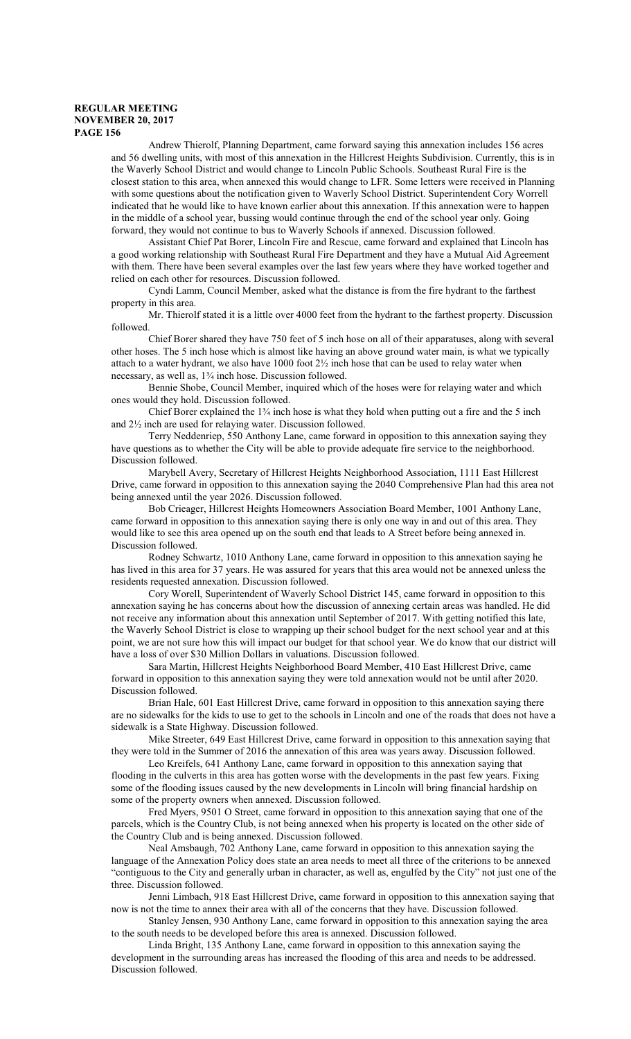Andrew Thierolf, Planning Department, came forward saying this annexation includes 156 acres and 56 dwelling units, with most of this annexation in the Hillcrest Heights Subdivision. Currently, this is in the Waverly School District and would change to Lincoln Public Schools. Southeast Rural Fire is the closest station to this area, when annexed this would change to LFR. Some letters were received in Planning with some questions about the notification given to Waverly School District. Superintendent Cory Worrell indicated that he would like to have known earlier about this annexation. If this annexation were to happen in the middle of a school year, bussing would continue through the end of the school year only. Going forward, they would not continue to bus to Waverly Schools if annexed. Discussion followed.

Assistant Chief Pat Borer, Lincoln Fire and Rescue, came forward and explained that Lincoln has a good working relationship with Southeast Rural Fire Department and they have a Mutual Aid Agreement with them. There have been several examples over the last few years where they have worked together and relied on each other for resources. Discussion followed.

Cyndi Lamm, Council Member, asked what the distance is from the fire hydrant to the farthest property in this area.

Mr. Thierolf stated it is a little over 4000 feet from the hydrant to the farthest property. Discussion followed.

Chief Borer shared they have 750 feet of 5 inch hose on all of their apparatuses, along with several other hoses. The 5 inch hose which is almost like having an above ground water main, is what we typically attach to a water hydrant, we also have 1000 foot 2½ inch hose that can be used to relay water when necessary, as well as, 1¾ inch hose. Discussion followed.

Bennie Shobe, Council Member, inquired which of the hoses were for relaying water and which ones would they hold. Discussion followed.

Chief Borer explained the 1¾ inch hose is what they hold when putting out a fire and the 5 inch and 2½ inch are used for relaying water. Discussion followed.

Terry Neddenriep, 550 Anthony Lane, came forward in opposition to this annexation saying they have questions as to whether the City will be able to provide adequate fire service to the neighborhood. Discussion followed.

Marybell Avery, Secretary of Hillcrest Heights Neighborhood Association, 1111 East Hillcrest Drive, came forward in opposition to this annexation saying the 2040 Comprehensive Plan had this area not being annexed until the year 2026. Discussion followed.

Bob Crieager, Hillcrest Heights Homeowners Association Board Member, 1001 Anthony Lane, came forward in opposition to this annexation saying there is only one way in and out of this area. They would like to see this area opened up on the south end that leads to A Street before being annexed in. Discussion followed.

Rodney Schwartz, 1010 Anthony Lane, came forward in opposition to this annexation saying he has lived in this area for 37 years. He was assured for years that this area would not be annexed unless the residents requested annexation. Discussion followed.

Cory Worell, Superintendent of Waverly School District 145, came forward in opposition to this annexation saying he has concerns about how the discussion of annexing certain areas was handled. He did not receive any information about this annexation until September of 2017. With getting notified this late, the Waverly School District is close to wrapping up their school budget for the next school year and at this point, we are not sure how this will impact our budget for that school year. We do know that our district will have a loss of over $30 Million Dollars in valuations. Discussion followed.

Sara Martin, Hillcrest Heights Neighborhood Board Member, 410 East Hillcrest Drive, came forward in opposition to this annexation saying they were told annexation would not be until after 2020. Discussion followed.

Brian Hale, 601 East Hillcrest Drive, came forward in opposition to this annexation saying there are no sidewalks for the kids to use to get to the schools in Lincoln and one of the roads that does not have a sidewalk is a State Highway. Discussion followed.

Mike Streeter, 649 East Hillcrest Drive, came forward in opposition to this annexation saying that they were told in the Summer of 2016 the annexation of this area was years away. Discussion followed.

Leo Kreifels, 641 Anthony Lane, came forward in opposition to this annexation saying that flooding in the culverts in this area has gotten worse with the developments in the past few years. Fixing some of the flooding issues caused by the new developments in Lincoln will bring financial hardship on some of the property owners when annexed. Discussion followed.

Fred Myers, 9501 O Street, came forward in opposition to this annexation saying that one of the parcels, which is the Country Club, is not being annexed when his property is located on the other side of the Country Club and is being annexed. Discussion followed.

Neal Amsbaugh, 702 Anthony Lane, came forward in opposition to this annexation saying the language of the Annexation Policy does state an area needs to meet all three of the criterions to be annexed "contiguous to the City and generally urban in character, as well as, engulfed by the City" not just one of the three. Discussion followed.

Jenni Limbach, 918 East Hillcrest Drive, came forward in opposition to this annexation saying that now is not the time to annex their area with all of the concerns that they have. Discussion followed.

Stanley Jensen, 930 Anthony Lane, came forward in opposition to this annexation saying the area to the south needs to be developed before this area is annexed. Discussion followed.

Linda Bright, 135 Anthony Lane, came forward in opposition to this annexation saying the development in the surrounding areas has increased the flooding of this area and needs to be addressed. Discussion followed.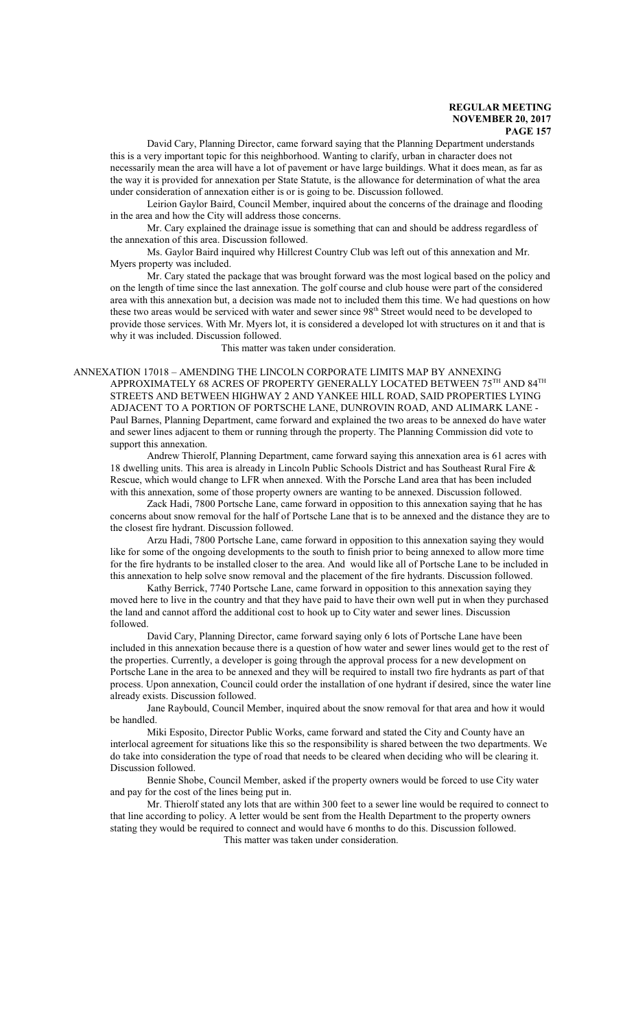David Cary, Planning Director, came forward saying that the Planning Department understands this is a very important topic for this neighborhood. Wanting to clarify, urban in character does not necessarily mean the area will have a lot of pavement or have large buildings. What it does mean, as far as the way it is provided for annexation per State Statute, is the allowance for determination of what the area under consideration of annexation either is or is going to be. Discussion followed.

Leirion Gaylor Baird, Council Member, inquired about the concerns of the drainage and flooding in the area and how the City will address those concerns.

Mr. Cary explained the drainage issue is something that can and should be address regardless of the annexation of this area. Discussion followed.

Ms. Gaylor Baird inquired why Hillcrest Country Club was left out of this annexation and Mr. Myers property was included.

Mr. Cary stated the package that was brought forward was the most logical based on the policy and on the length of time since the last annexation. The golf course and club house were part of the considered area with this annexation but, a decision was made not to included them this time. We had questions on how these two areas would be serviced with water and sewer since 98th Street would need to be developed to provide those services. With Mr. Myers lot, it is considered a developed lot with structures on it and that is why it was included. Discussion followed.

This matter was taken under consideration.

ANNEXATION 17018 – AMENDING THE LINCOLN CORPORATE LIMITS MAP BY ANNEXING APPROXIMATELY 68 ACRES OF PROPERTY GENERALLY LOCATED BETWEEN 75TH AND 84TH STREETS AND BETWEEN HIGHWAY 2 AND YANKEE HILL ROAD, SAID PROPERTIES LYING ADJACENT TO A PORTION OF PORTSCHE LANE, DUNROVIN ROAD, AND ALIMARK LANE - Paul Barnes, Planning Department, came forward and explained the two areas to be annexed do have water and sewer lines adjacent to them or running through the property. The Planning Commission did vote to support this annexation.

Andrew Thierolf, Planning Department, came forward saying this annexation area is 61 acres with 18 dwelling units. This area is already in Lincoln Public Schools District and has Southeast Rural Fire & Rescue, which would change to LFR when annexed. With the Porsche Land area that has been included with this annexation, some of those property owners are wanting to be annexed. Discussion followed.

Zack Hadi, 7800 Portsche Lane, came forward in opposition to this annexation saying that he has concerns about snow removal for the half of Portsche Lane that is to be annexed and the distance they are to the closest fire hydrant. Discussion followed.

Arzu Hadi, 7800 Portsche Lane, came forward in opposition to this annexation saying they would like for some of the ongoing developments to the south to finish prior to being annexed to allow more time for the fire hydrants to be installed closer to the area. And would like all of Portsche Lane to be included in this annexation to help solve snow removal and the placement of the fire hydrants. Discussion followed.

Kathy Berrick, 7740 Portsche Lane, came forward in opposition to this annexation saying they moved here to live in the country and that they have paid to have their own well put in when they purchased the land and cannot afford the additional cost to hook up to City water and sewer lines. Discussion followed.

David Cary, Planning Director, came forward saying only 6 lots of Portsche Lane have been included in this annexation because there is a question of how water and sewer lines would get to the rest of the properties. Currently, a developer is going through the approval process for a new development on Portsche Lane in the area to be annexed and they will be required to install two fire hydrants as part of that process. Upon annexation, Council could order the installation of one hydrant if desired, since the water line already exists. Discussion followed.

Jane Raybould, Council Member, inquired about the snow removal for that area and how it would be handled.

Miki Esposito, Director Public Works, came forward and stated the City and County have an interlocal agreement for situations like this so the responsibility is shared between the two departments. We do take into consideration the type of road that needs to be cleared when deciding who will be clearing it. Discussion followed.

Bennie Shobe, Council Member, asked if the property owners would be forced to use City water and pay for the cost of the lines being put in.

Mr. Thierolf stated any lots that are within 300 feet to a sewer line would be required to connect to that line according to policy. A letter would be sent from the Health Department to the property owners stating they would be required to connect and would have 6 months to do this. Discussion followed.

This matter was taken under consideration.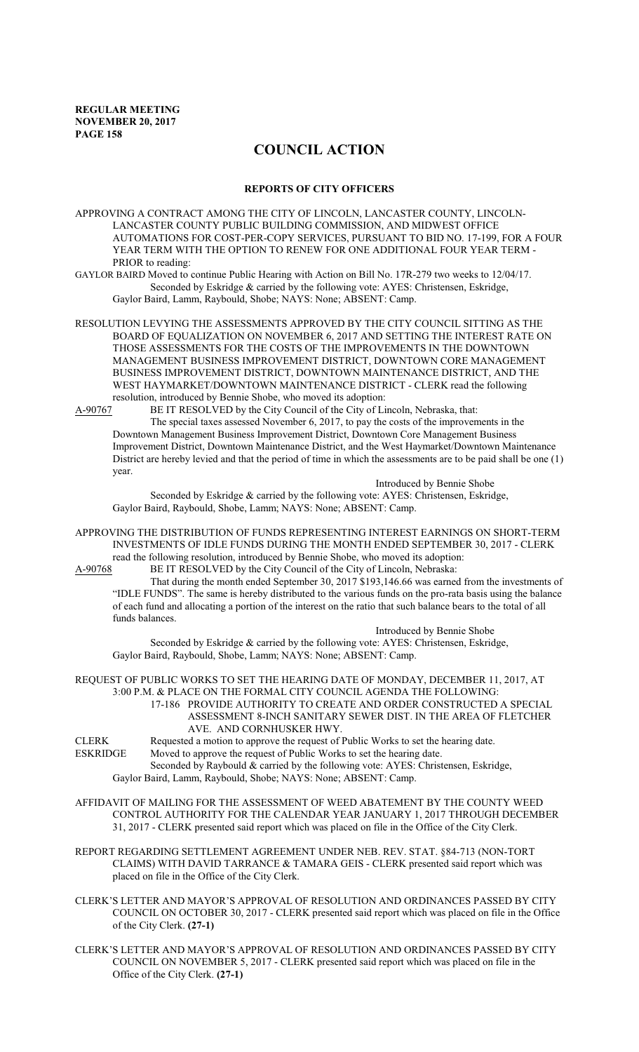**REGULAR MEETING**
**NOVEMBER 20, 2017**
**PAGE 158**

# COUNCIL ACTION

## REPORTS OF CITY OFFICERS

APPROVING A CONTRACT AMONG THE CITY OF LINCOLN, LANCASTER COUNTY, LINCOLN-LANCASTER COUNTY PUBLIC BUILDING COMMISSION, AND MIDWEST OFFICE AUTOMATIONS FOR COST-PER-COPY SERVICES, PURSUANT TO BID NO. 17-199, FOR A FOUR YEAR TERM WITH THE OPTION TO RENEW FOR ONE ADDITIONAL FOUR YEAR TERM - PRIOR to reading:

GAYLOR BAIRD Moved to continue Public Hearing with Action on Bill No. 17R-279 two weeks to 12/04/17.
Seconded by Eskridge & carried by the following vote: AYES: Christensen, Eskridge, Gaylor Baird, Lamm, Raybould, Shobe; NAYS: None; ABSENT: Camp.

RESOLUTION LEVYING THE ASSESSMENTS APPROVED BY THE CITY COUNCIL SITTING AS THE BOARD OF EQUALIZATION ON NOVEMBER 6, 2017 AND SETTING THE INTEREST RATE ON THOSE ASSESSMENTS FOR THE COSTS OF THE IMPROVEMENTS IN THE DOWNTOWN MANAGEMENT BUSINESS IMPROVEMENT DISTRICT, DOWNTOWN CORE MANAGEMENT BUSINESS IMPROVEMENT DISTRICT, DOWNTOWN MAINTENANCE DISTRICT, AND THE WEST HAYMARKET/DOWNTOWN MAINTENANCE DISTRICT - CLERK read the following resolution, introduced by Bennie Shobe, who moved its adoption:

A-90767 BE IT RESOLVED by the City Council of the City of Lincoln, Nebraska, that:

The special taxes assessed November 6, 2017, to pay the costs of the improvements in the Downtown Management Business Improvement District, Downtown Core Management Business Improvement District, Downtown Maintenance District, and the West Haymarket/Downtown Maintenance District are hereby levied and that the period of time in which the assessments are to be paid shall be one (1) year.

Introduced by Bennie Shobe

Seconded by Eskridge & carried by the following vote: AYES: Christensen, Eskridge, Gaylor Baird, Raybould, Shobe, Lamm; NAYS: None; ABSENT: Camp.

APPROVING THE DISTRIBUTION OF FUNDS REPRESENTING INTEREST EARNINGS ON SHORT-TERM INVESTMENTS OF IDLE FUNDS DURING THE MONTH ENDED SEPTEMBER 30, 2017 - CLERK read the following resolution, introduced by Bennie Shobe, who moved its adoption:

A-90768 BE IT RESOLVED by the City Council of the City of Lincoln, Nebraska:

That during the month ended September 30, 2017 $193,146.66 was earned from the investments of "IDLE FUNDS". The same is hereby distributed to the various funds on the pro-rata basis using the balance of each fund and allocating a portion of the interest on the ratio that such balance bears to the total of all funds balances.

Introduced by Bennie Shobe

Seconded by Eskridge & carried by the following vote: AYES: Christensen, Eskridge, Gaylor Baird, Raybould, Shobe, Lamm; NAYS: None; ABSENT: Camp.

REQUEST OF PUBLIC WORKS TO SET THE HEARING DATE OF MONDAY, DECEMBER 11, 2017, AT 3:00 P.M. & PLACE ON THE FORMAL CITY COUNCIL AGENDA THE FOLLOWING:

17-186 PROVIDE AUTHORITY TO CREATE AND ORDER CONSTRUCTED A SPECIAL ASSESSMENT 8-INCH SANITARY SEWER DIST. IN THE AREA OF FLETCHER AVE. AND CORNHUSKER HWY.

CLERK Requested a motion to approve the request of Public Works to set the hearing date.

ESKRIDGE Moved to approve the request of Public Works to set the hearing date.
Seconded by Raybould & carried by the following vote: AYES: Christensen, Eskridge, Gaylor Baird, Lamm, Raybould, Shobe; NAYS: None; ABSENT: Camp.

AFFIDAVIT OF MAILING FOR THE ASSESSMENT OF WEED ABATEMENT BY THE COUNTY WEED CONTROL AUTHORITY FOR THE CALENDAR YEAR JANUARY 1, 2017 THROUGH DECEMBER 31, 2017 - CLERK presented said report which was placed on file in the Office of the City Clerk.

REPORT REGARDING SETTLEMENT AGREEMENT UNDER NEB. REV. STAT. §84-713 (NON-TORT CLAIMS) WITH DAVID TARRANCE & TAMARA GEIS - CLERK presented said report which was placed on file in the Office of the City Clerk.

CLERK'S LETTER AND MAYOR'S APPROVAL OF RESOLUTION AND ORDINANCES PASSED BY CITY COUNCIL ON OCTOBER 30, 2017 - CLERK presented said report which was placed on file in the Office of the City Clerk. **(27-1)**

CLERK'S LETTER AND MAYOR'S APPROVAL OF RESOLUTION AND ORDINANCES PASSED BY CITY COUNCIL ON NOVEMBER 5, 2017 - CLERK presented said report which was placed on file in the Office of the City Clerk. **(27-1)**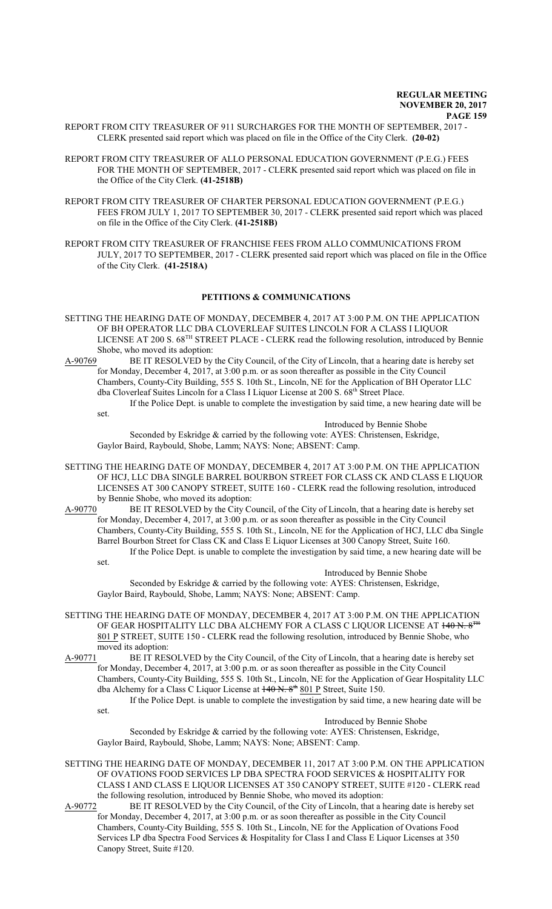REPORT FROM CITY TREASURER OF 911 SURCHARGES FOR THE MONTH OF SEPTEMBER, 2017 - CLERK presented said report which was placed on file in the Office of the City Clerk. **(20-02)**

REPORT FROM CITY TREASURER OF ALLO PERSONAL EDUCATION GOVERNMENT (P.E.G.) FEES FOR THE MONTH OF SEPTEMBER, 2017 - CLERK presented said report which was placed on file in the Office of the City Clerk. **(41-2518B)**

REPORT FROM CITY TREASURER OF CHARTER PERSONAL EDUCATION GOVERNMENT (P.E.G.) FEES FROM JULY 1, 2017 TO SEPTEMBER 30, 2017 - CLERK presented said report which was placed on file in the Office of the City Clerk. **(41-2518B)**

REPORT FROM CITY TREASURER OF FRANCHISE FEES FROM ALLO COMMUNICATIONS FROM JULY, 2017 TO SEPTEMBER, 2017 - CLERK presented said report which was placed on file in the Office of the City Clerk. **(41-2518A)**

## PETITIONS & COMMUNICATIONS

SETTING THE HEARING DATE OF MONDAY, DECEMBER 4, 2017 AT 3:00 P.M. ON THE APPLICATION OF BH OPERATOR LLC DBA CLOVERLEAF SUITES LINCOLN FOR A CLASS I LIQUOR LICENSE AT 200 S. 68TH STREET PLACE - CLERK read the following resolution, introduced by Bennie Shobe, who moved its adoption:

A-90769 BE IT RESOLVED by the City Council, of the City of Lincoln, that a hearing date is hereby set for Monday, December 4, 2017, at 3:00 p.m. or as soon thereafter as possible in the City Council Chambers, County-City Building, 555 S. 10th St., Lincoln, NE for the Application of BH Operator LLC dba Cloverleaf Suites Lincoln for a Class I Liquor License at 200 S. 68th Street Place.

If the Police Dept. is unable to complete the investigation by said time, a new hearing date will be set.

Introduced by Bennie Shobe

Seconded by Eskridge & carried by the following vote: AYES: Christensen, Eskridge, Gaylor Baird, Raybould, Shobe, Lamm; NAYS: None; ABSENT: Camp.

SETTING THE HEARING DATE OF MONDAY, DECEMBER 4, 2017 AT 3:00 P.M. ON THE APPLICATION OF HCJ, LLC DBA SINGLE BARREL BOURBON STREET FOR CLASS CK AND CLASS E LIQUOR LICENSES AT 300 CANOPY STREET, SUITE 160 - CLERK read the following resolution, introduced by Bennie Shobe, who moved its adoption:

A-90770 BE IT RESOLVED by the City Council, of the City of Lincoln, that a hearing date is hereby set for Monday, December 4, 2017, at 3:00 p.m. or as soon thereafter as possible in the City Council Chambers, County-City Building, 555 S. 10th St., Lincoln, NE for the Application of HCJ, LLC dba Single Barrel Bourbon Street for Class CK and Class E Liquor Licenses at 300 Canopy Street, Suite 160.

If the Police Dept. is unable to complete the investigation by said time, a new hearing date will be set.

Introduced by Bennie Shobe

Seconded by Eskridge & carried by the following vote: AYES: Christensen, Eskridge, Gaylor Baird, Raybould, Shobe, Lamm; NAYS: None; ABSENT: Camp.

SETTING THE HEARING DATE OF MONDAY, DECEMBER 4, 2017 AT 3:00 P.M. ON THE APPLICATION OF GEAR HOSPITALITY LLC DBA ALCHEMY FOR A CLASS C LIQUOR LICENSE AT ~~140 N. 8TH~~ 801 P STREET, SUITE 150 - CLERK read the following resolution, introduced by Bennie Shobe, who moved its adoption:

A-90771 BE IT RESOLVED by the City Council, of the City of Lincoln, that a hearing date is hereby set for Monday, December 4, 2017, at 3:00 p.m. or as soon thereafter as possible in the City Council Chambers, County-City Building, 555 S. 10th St., Lincoln, NE for the Application of Gear Hospitality LLC dba Alchemy for a Class C Liquor License at ~~140 N. 8th~~ 801 P Street, Suite 150.

If the Police Dept. is unable to complete the investigation by said time, a new hearing date will be set.

Introduced by Bennie Shobe

Seconded by Eskridge & carried by the following vote: AYES: Christensen, Eskridge, Gaylor Baird, Raybould, Shobe, Lamm; NAYS: None; ABSENT: Camp.

SETTING THE HEARING DATE OF MONDAY, DECEMBER 11, 2017 AT 3:00 P.M. ON THE APPLICATION OF OVATIONS FOOD SERVICES LP DBA SPECTRA FOOD SERVICES & HOSPITALITY FOR CLASS I AND CLASS E LIQUOR LICENSES AT 350 CANOPY STREET, SUITE #120 - CLERK read the following resolution, introduced by Bennie Shobe, who moved its adoption:

A-90772 BE IT RESOLVED by the City Council, of the City of Lincoln, that a hearing date is hereby set for Monday, December 4, 2017, at 3:00 p.m. or as soon thereafter as possible in the City Council Chambers, County-City Building, 555 S. 10th St., Lincoln, NE for the Application of Ovations Food Services LP dba Spectra Food Services & Hospitality for Class I and Class E Liquor Licenses at 350 Canopy Street, Suite #120.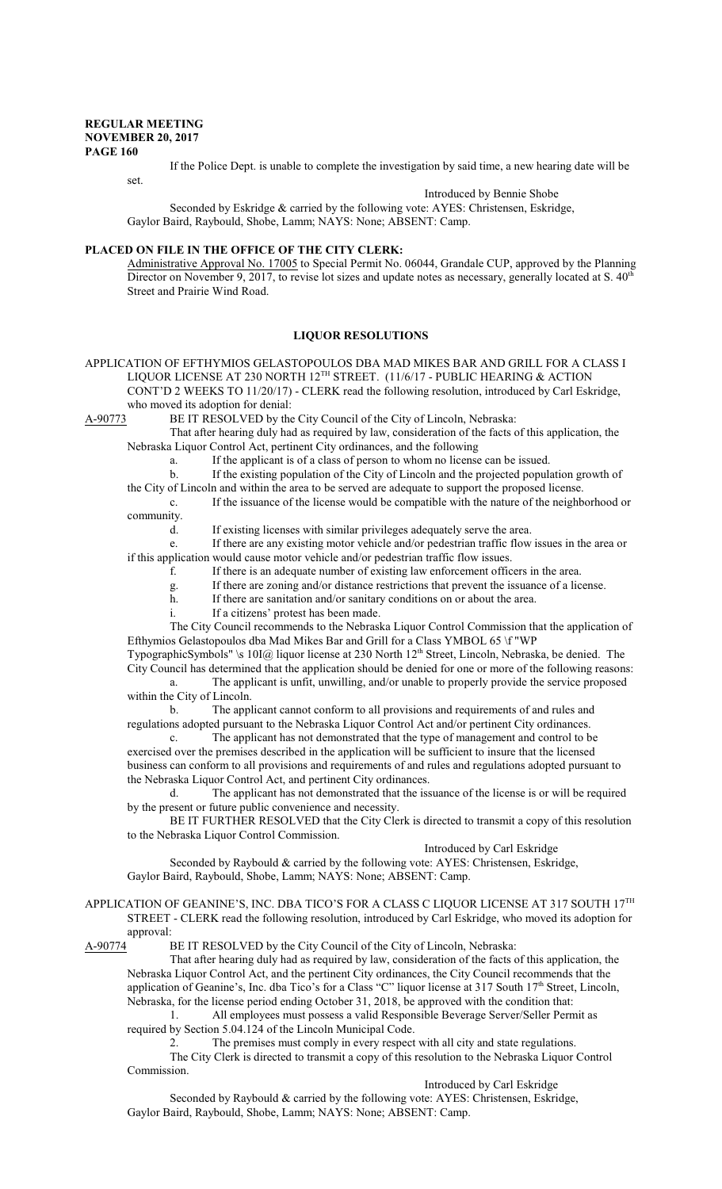If the Police Dept. is unable to complete the investigation by said time, a new hearing date will be set.

Introduced by Bennie Shobe

Seconded by Eskridge & carried by the following vote: AYES: Christensen, Eskridge, Gaylor Baird, Raybould, Shobe, Lamm; NAYS: None; ABSENT: Camp.

**PLACED ON FILE IN THE OFFICE OF THE CITY CLERK:**

Administrative Approval No. 17005 to Special Permit No. 06044, Grandale CUP, approved by the Planning Director on November 9, 2017, to revise lot sizes and update notes as necessary, generally located at S. 40th Street and Prairie Wind Road.

## LIQUOR RESOLUTIONS

APPLICATION OF EFTHYMIOS GELASTOPOULOS DBA MAD MIKES BAR AND GRILL FOR A CLASS I LIQUOR LICENSE AT 230 NORTH 12TH STREET. (11/6/17 - PUBLIC HEARING & ACTION CONT'D 2 WEEKS TO 11/20/17) - CLERK read the following resolution, introduced by Carl Eskridge, who moved its adoption for denial:

A-90773 BE IT RESOLVED by the City Council of the City of Lincoln, Nebraska:

That after hearing duly had as required by law, consideration of the facts of this application, the Nebraska Liquor Control Act, pertinent City ordinances, and the following

a. If the applicant is of a class of person to whom no license can be issued.

b. If the existing population of the City of Lincoln and the projected population growth of the City of Lincoln and within the area to be served are adequate to support the proposed license.

c. If the issuance of the license would be compatible with the nature of the neighborhood or community.

d. If existing licenses with similar privileges adequately serve the area.

e. If there are any existing motor vehicle and/or pedestrian traffic flow issues in the area or if this application would cause motor vehicle and/or pedestrian traffic flow issues.

f. If there is an adequate number of existing law enforcement officers in the area.

g. If there are zoning and/or distance restrictions that prevent the issuance of a license.

h. If there are sanitation and/or sanitary conditions on or about the area.

i. If a citizens' protest has been made.

The City Council recommends to the Nebraska Liquor Control Commission that the application of Efthymios Gelastopoulos dba Mad Mikes Bar and Grill for a Class YMBOL 65 \f "WP TypographicSymbols" \s 10I@ liquor license at 230 North 12th Street, Lincoln, Nebraska, be denied. The City Council has determined that the application should be denied for one or more of the following reasons:

a. The applicant is unfit, unwilling, and/or unable to properly provide the service proposed within the City of Lincoln.

b. The applicant cannot conform to all provisions and requirements of and rules and regulations adopted pursuant to the Nebraska Liquor Control Act and/or pertinent City ordinances.

c. The applicant has not demonstrated that the type of management and control to be exercised over the premises described in the application will be sufficient to insure that the licensed business can conform to all provisions and requirements of and rules and regulations adopted pursuant to the Nebraska Liquor Control Act, and pertinent City ordinances.

d. The applicant has not demonstrated that the issuance of the license is or will be required by the present or future public convenience and necessity.

BE IT FURTHER RESOLVED that the City Clerk is directed to transmit a copy of this resolution to the Nebraska Liquor Control Commission.

Introduced by Carl Eskridge

Seconded by Raybould & carried by the following vote: AYES: Christensen, Eskridge, Gaylor Baird, Raybould, Shobe, Lamm; NAYS: None; ABSENT: Camp.

APPLICATION OF GEANINE'S, INC. DBA TICO'S FOR A CLASS C LIQUOR LICENSE AT 317 SOUTH 17TH STREET - CLERK read the following resolution, introduced by Carl Eskridge, who moved its adoption for approval:

A-90774 BE IT RESOLVED by the City Council of the City of Lincoln, Nebraska:

That after hearing duly had as required by law, consideration of the facts of this application, the Nebraska Liquor Control Act, and the pertinent City ordinances, the City Council recommends that the application of Geanine's, Inc. dba Tico's for a Class "C" liquor license at 317 South 17th Street, Lincoln, Nebraska, for the license period ending October 31, 2018, be approved with the condition that:

1. All employees must possess a valid Responsible Beverage Server/Seller Permit as required by Section 5.04.124 of the Lincoln Municipal Code.

2. The premises must comply in every respect with all city and state regulations.

The City Clerk is directed to transmit a copy of this resolution to the Nebraska Liquor Control Commission.

Introduced by Carl Eskridge

Seconded by Raybould & carried by the following vote: AYES: Christensen, Eskridge, Gaylor Baird, Raybould, Shobe, Lamm; NAYS: None; ABSENT: Camp.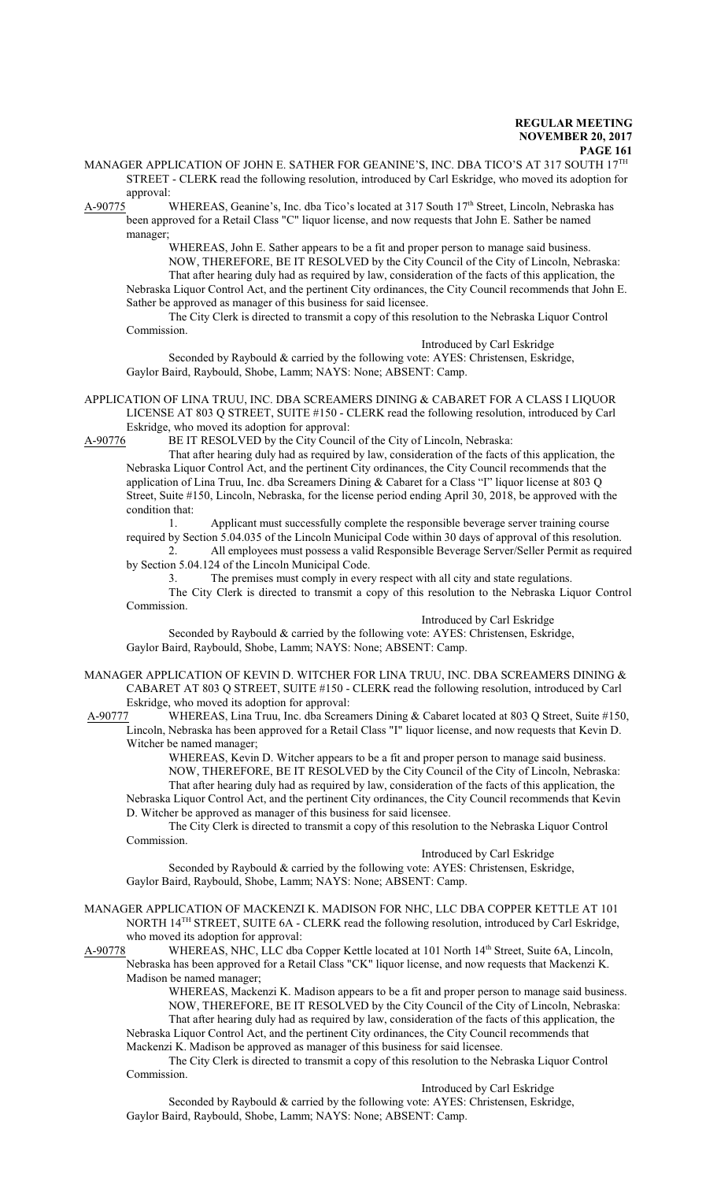MANAGER APPLICATION OF JOHN E. SATHER FOR GEANINE'S, INC. DBA TICO'S AT 317 SOUTH 17TH STREET - CLERK read the following resolution, introduced by Carl Eskridge, who moved its adoption for approval:

A-90775 WHEREAS, Geanine's, Inc. dba Tico's located at 317 South 17th Street, Lincoln, Nebraska has been approved for a Retail Class "C" liquor license, and now requests that John E. Sather be named manager;

WHEREAS, John E. Sather appears to be a fit and proper person to manage said business.

NOW, THEREFORE, BE IT RESOLVED by the City Council of the City of Lincoln, Nebraska:

That after hearing duly had as required by law, consideration of the facts of this application, the Nebraska Liquor Control Act, and the pertinent City ordinances, the City Council recommends that John E. Sather be approved as manager of this business for said licensee.

The City Clerk is directed to transmit a copy of this resolution to the Nebraska Liquor Control Commission.

Introduced by Carl Eskridge

Seconded by Raybould & carried by the following vote: AYES: Christensen, Eskridge, Gaylor Baird, Raybould, Shobe, Lamm; NAYS: None; ABSENT: Camp.

APPLICATION OF LINA TRUU, INC. DBA SCREAMERS DINING & CABARET FOR A CLASS I LIQUOR LICENSE AT 803 Q STREET, SUITE #150 - CLERK read the following resolution, introduced by Carl Eskridge, who moved its adoption for approval:

A-90776 BE IT RESOLVED by the City Council of the City of Lincoln, Nebraska:

That after hearing duly had as required by law, consideration of the facts of this application, the Nebraska Liquor Control Act, and the pertinent City ordinances, the City Council recommends that the application of Lina Truu, Inc. dba Screamers Dining & Cabaret for a Class "I" liquor license at 803 Q Street, Suite #150, Lincoln, Nebraska, for the license period ending April 30, 2018, be approved with the condition that:

1. Applicant must successfully complete the responsible beverage server training course required by Section 5.04.035 of the Lincoln Municipal Code within 30 days of approval of this resolution.
2. All employees must possess a valid Responsible Beverage Server/Seller Permit as required by Section 5.04.124 of the Lincoln Municipal Code.
3. The premises must comply in every respect with all city and state regulations.

The City Clerk is directed to transmit a copy of this resolution to the Nebraska Liquor Control Commission.

Introduced by Carl Eskridge

Seconded by Raybould & carried by the following vote: AYES: Christensen, Eskridge, Gaylor Baird, Raybould, Shobe, Lamm; NAYS: None; ABSENT: Camp.

MANAGER APPLICATION OF KEVIN D. WITCHER FOR LINA TRUU, INC. DBA SCREAMERS DINING & CABARET AT 803 Q STREET, SUITE #150 - CLERK read the following resolution, introduced by Carl Eskridge, who moved its adoption for approval:

A-90777 WHEREAS, Lina Truu, Inc. dba Screamers Dining & Cabaret located at 803 Q Street, Suite #150, Lincoln, Nebraska has been approved for a Retail Class "I" liquor license, and now requests that Kevin D. Witcher be named manager;

WHEREAS, Kevin D. Witcher appears to be a fit and proper person to manage said business.

NOW, THEREFORE, BE IT RESOLVED by the City Council of the City of Lincoln, Nebraska:

That after hearing duly had as required by law, consideration of the facts of this application, the Nebraska Liquor Control Act, and the pertinent City ordinances, the City Council recommends that Kevin D. Witcher be approved as manager of this business for said licensee.

The City Clerk is directed to transmit a copy of this resolution to the Nebraska Liquor Control Commission.

Introduced by Carl Eskridge

Seconded by Raybould & carried by the following vote: AYES: Christensen, Eskridge, Gaylor Baird, Raybould, Shobe, Lamm; NAYS: None; ABSENT: Camp.

MANAGER APPLICATION OF MACKENZI K. MADISON FOR NHC, LLC DBA COPPER KETTLE AT 101 NORTH 14TH STREET, SUITE 6A - CLERK read the following resolution, introduced by Carl Eskridge, who moved its adoption for approval:

A-90778 WHEREAS, NHC, LLC dba Copper Kettle located at 101 North 14th Street, Suite 6A, Lincoln, Nebraska has been approved for a Retail Class "CK" liquor license, and now requests that Mackenzi K. Madison be named manager;

WHEREAS, Mackenzi K. Madison appears to be a fit and proper person to manage said business.

NOW, THEREFORE, BE IT RESOLVED by the City Council of the City of Lincoln, Nebraska:

That after hearing duly had as required by law, consideration of the facts of this application, the Nebraska Liquor Control Act, and the pertinent City ordinances, the City Council recommends that Mackenzi K. Madison be approved as manager of this business for said licensee.

The City Clerk is directed to transmit a copy of this resolution to the Nebraska Liquor Control Commission.

Introduced by Carl Eskridge

Seconded by Raybould & carried by the following vote: AYES: Christensen, Eskridge, Gaylor Baird, Raybould, Shobe, Lamm; NAYS: None; ABSENT: Camp.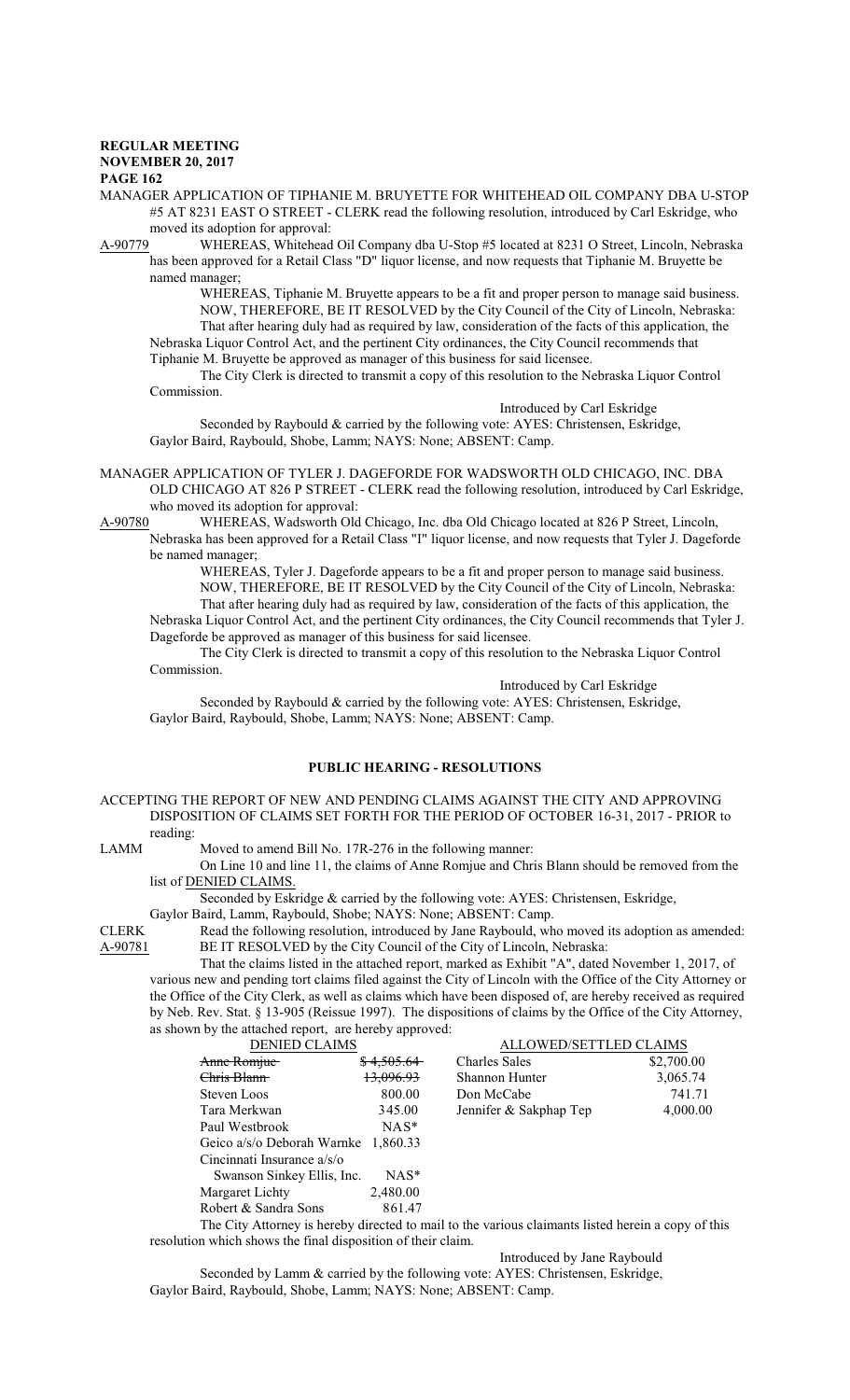MANAGER APPLICATION OF TIPHANIE M. BRUYETTE FOR WHITEHEAD OIL COMPANY DBA U-STOP #5 AT 8231 EAST O STREET - CLERK read the following resolution, introduced by Carl Eskridge, who moved its adoption for approval:

A-90779 WHEREAS, Whitehead Oil Company dba U-Stop #5 located at 8231 O Street, Lincoln, Nebraska has been approved for a Retail Class "D" liquor license, and now requests that Tiphanie M. Bruyette be named manager;

WHEREAS, Tiphanie M. Bruyette appears to be a fit and proper person to manage said business.

NOW, THEREFORE, BE IT RESOLVED by the City Council of the City of Lincoln, Nebraska:

That after hearing duly had as required by law, consideration of the facts of this application, the Nebraska Liquor Control Act, and the pertinent City ordinances, the City Council recommends that Tiphanie M. Bruyette be approved as manager of this business for said licensee.

The City Clerk is directed to transmit a copy of this resolution to the Nebraska Liquor Control Commission.

Introduced by Carl Eskridge

Seconded by Raybould & carried by the following vote: AYES: Christensen, Eskridge, Gaylor Baird, Raybould, Shobe, Lamm; NAYS: None; ABSENT: Camp.

MANAGER APPLICATION OF TYLER J. DAGEFORDE FOR WADSWORTH OLD CHICAGO, INC. DBA OLD CHICAGO AT 826 P STREET - CLERK read the following resolution, introduced by Carl Eskridge, who moved its adoption for approval:

A-90780 WHEREAS, Wadsworth Old Chicago, Inc. dba Old Chicago located at 826 P Street, Lincoln, Nebraska has been approved for a Retail Class "I" liquor license, and now requests that Tyler J. Dageforde be named manager;

WHEREAS, Tyler J. Dageforde appears to be a fit and proper person to manage said business.

NOW, THEREFORE, BE IT RESOLVED by the City Council of the City of Lincoln, Nebraska:

That after hearing duly had as required by law, consideration of the facts of this application, the Nebraska Liquor Control Act, and the pertinent City ordinances, the City Council recommends that Tyler J. Dageforde be approved as manager of this business for said licensee.

The City Clerk is directed to transmit a copy of this resolution to the Nebraska Liquor Control Commission.

Introduced by Carl Eskridge

Seconded by Raybould & carried by the following vote: AYES: Christensen, Eskridge, Gaylor Baird, Raybould, Shobe, Lamm; NAYS: None; ABSENT: Camp.

## PUBLIC HEARING - RESOLUTIONS

ACCEPTING THE REPORT OF NEW AND PENDING CLAIMS AGAINST THE CITY AND APPROVING DISPOSITION OF CLAIMS SET FORTH FOR THE PERIOD OF OCTOBER 16-31, 2017 - PRIOR to reading:

LAMM Moved to amend Bill No. 17R-276 in the following manner:

On Line 10 and line 11, the claims of Anne Romjue and Chris Blann should be removed from the list of DENIED CLAIMS.

Seconded by Eskridge & carried by the following vote: AYES: Christensen, Eskridge, Gaylor Baird, Lamm, Raybould, Shobe; NAYS: None; ABSENT: Camp.

CLERK Read the following resolution, introduced by Jane Raybould, who moved its adoption as amended:

A-90781 BE IT RESOLVED by the City Council of the City of Lincoln, Nebraska:

That the claims listed in the attached report, marked as Exhibit "A", dated November 1, 2017, of various new and pending tort claims filed against the City of Lincoln with the Office of the City Attorney or the Office of the City Clerk, as well as claims which have been disposed of, are hereby received as required by Neb. Rev. Stat. § 13-905 (Reissue 1997). The dispositions of claims by the Office of the City Attorney, as shown by the attached report, are hereby approved:

| DENIED CLAIMS | | ALLOWED/SETTLED CLAIMS | |
|---|---|---|---|
| ~~Anne Romjue~~ | ~~$ 4,505.64~~ | Charles Sales | $2,700.00 |
| ~~Chris Blann~~ | ~~13,096.93~~ | Shannon Hunter | 3,065.74 |
| Steven Loos | 800.00 | Don McCabe | 741.71 |
| Tara Merkwan | 345.00 | Jennifer & Sakphap Tep | 4,000.00 |
| Paul Westbrook | NAS* | | |
| Geico a/s/o Deborah Warnke | 1,860.33 | | |
| Cincinnati Insurance a/s/o Swanson Sinkey Ellis, Inc. | NAS* | | |
| Margaret Lichty | 2,480.00 | | |
| Robert & Sandra Sons | 861.47 | | |

The City Attorney is hereby directed to mail to the various claimants listed herein a copy of this resolution which shows the final disposition of their claim.

Introduced by Jane Raybould

Seconded by Lamm & carried by the following vote: AYES: Christensen, Eskridge, Gaylor Baird, Raybould, Shobe, Lamm; NAYS: None; ABSENT: Camp.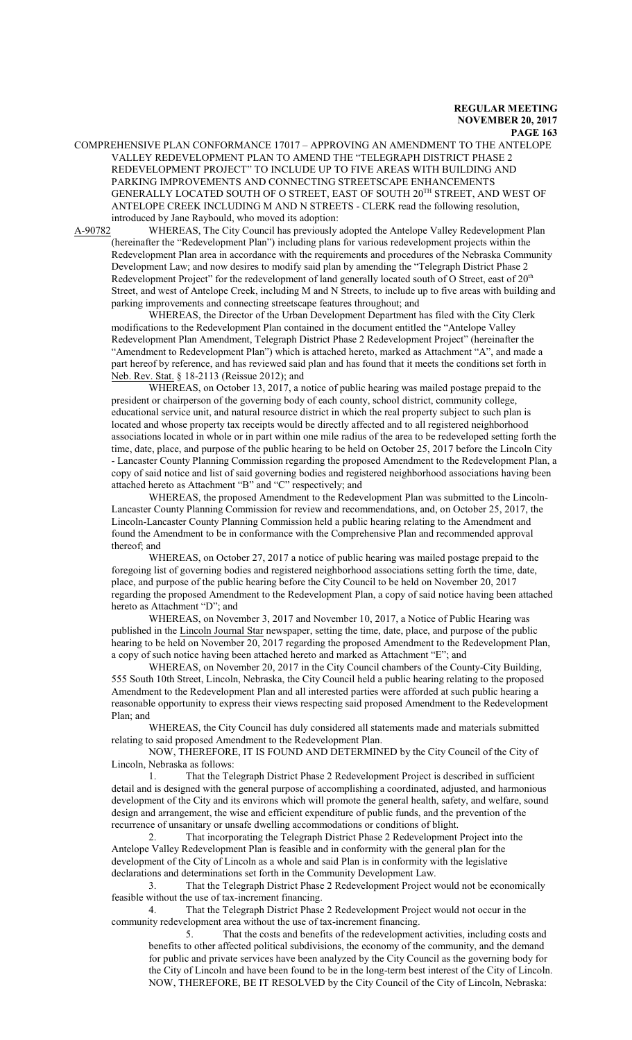COMPREHENSIVE PLAN CONFORMANCE 17017 – APPROVING AN AMENDMENT TO THE ANTELOPE VALLEY REDEVELOPMENT PLAN TO AMEND THE "TELEGRAPH DISTRICT PHASE 2 REDEVELOPMENT PROJECT" TO INCLUDE UP TO FIVE AREAS WITH BUILDING AND PARKING IMPROVEMENTS AND CONNECTING STREETSCAPE ENHANCEMENTS GENERALLY LOCATED SOUTH OF O STREET, EAST OF SOUTH 20TH STREET, AND WEST OF ANTELOPE CREEK INCLUDING M AND N STREETS - CLERK read the following resolution, introduced by Jane Raybould, who moved its adoption:

A-90782 WHEREAS, The City Council has previously adopted the Antelope Valley Redevelopment Plan (hereinafter the "Redevelopment Plan") including plans for various redevelopment projects within the Redevelopment Plan area in accordance with the requirements and procedures of the Nebraska Community Development Law; and now desires to modify said plan by amending the "Telegraph District Phase 2 Redevelopment Project" for the redevelopment of land generally located south of O Street, east of 20th Street, and west of Antelope Creek, including M and N Streets, to include up to five areas with building and parking improvements and connecting streetscape features throughout; and

WHEREAS, the Director of the Urban Development Department has filed with the City Clerk modifications to the Redevelopment Plan contained in the document entitled the "Antelope Valley Redevelopment Plan Amendment, Telegraph District Phase 2 Redevelopment Project" (hereinafter the "Amendment to Redevelopment Plan") which is attached hereto, marked as Attachment "A", and made a part hereof by reference, and has reviewed said plan and has found that it meets the conditions set forth in Neb. Rev. Stat. § 18-2113 (Reissue 2012); and

WHEREAS, on October 13, 2017, a notice of public hearing was mailed postage prepaid to the president or chairperson of the governing body of each county, school district, community college, educational service unit, and natural resource district in which the real property subject to such plan is located and whose property tax receipts would be directly affected and to all registered neighborhood associations located in whole or in part within one mile radius of the area to be redeveloped setting forth the time, date, place, and purpose of the public hearing to be held on October 25, 2017 before the Lincoln City - Lancaster County Planning Commission regarding the proposed Amendment to the Redevelopment Plan, a copy of said notice and list of said governing bodies and registered neighborhood associations having been attached hereto as Attachment "B" and "C" respectively; and

WHEREAS, the proposed Amendment to the Redevelopment Plan was submitted to the Lincoln-Lancaster County Planning Commission for review and recommendations, and, on October 25, 2017, the Lincoln-Lancaster County Planning Commission held a public hearing relating to the Amendment and found the Amendment to be in conformance with the Comprehensive Plan and recommended approval thereof; and

WHEREAS, on October 27, 2017 a notice of public hearing was mailed postage prepaid to the foregoing list of governing bodies and registered neighborhood associations setting forth the time, date, place, and purpose of the public hearing before the City Council to be held on November 20, 2017 regarding the proposed Amendment to the Redevelopment Plan, a copy of said notice having been attached hereto as Attachment "D"; and

WHEREAS, on November 3, 2017 and November 10, 2017, a Notice of Public Hearing was published in the Lincoln Journal Star newspaper, setting the time, date, place, and purpose of the public hearing to be held on November 20, 2017 regarding the proposed Amendment to the Redevelopment Plan, a copy of such notice having been attached hereto and marked as Attachment "E"; and

WHEREAS, on November 20, 2017 in the City Council chambers of the County-City Building, 555 South 10th Street, Lincoln, Nebraska, the City Council held a public hearing relating to the proposed Amendment to the Redevelopment Plan and all interested parties were afforded at such public hearing a reasonable opportunity to express their views respecting said proposed Amendment to the Redevelopment Plan; and

WHEREAS, the City Council has duly considered all statements made and materials submitted relating to said proposed Amendment to the Redevelopment Plan.

NOW, THEREFORE, IT IS FOUND AND DETERMINED by the City Council of the City of Lincoln, Nebraska as follows:

1. That the Telegraph District Phase 2 Redevelopment Project is described in sufficient detail and is designed with the general purpose of accomplishing a coordinated, adjusted, and harmonious development of the City and its environs which will promote the general health, safety, and welfare, sound design and arrangement, the wise and efficient expenditure of public funds, and the prevention of the recurrence of unsanitary or unsafe dwelling accommodations or conditions of blight.

2. That incorporating the Telegraph District Phase 2 Redevelopment Project into the Antelope Valley Redevelopment Plan is feasible and in conformity with the general plan for the development of the City of Lincoln as a whole and said Plan is in conformity with the legislative declarations and determinations set forth in the Community Development Law.

3. That the Telegraph District Phase 2 Redevelopment Project would not be economically feasible without the use of tax-increment financing.

4. That the Telegraph District Phase 2 Redevelopment Project would not occur in the community redevelopment area without the use of tax-increment financing.

5. That the costs and benefits of the redevelopment activities, including costs and benefits to other affected political subdivisions, the economy of the community, and the demand for public and private services have been analyzed by the City Council as the governing body for the City of Lincoln and have been found to be in the long-term best interest of the City of Lincoln.

NOW, THEREFORE, BE IT RESOLVED by the City Council of the City of Lincoln, Nebraska: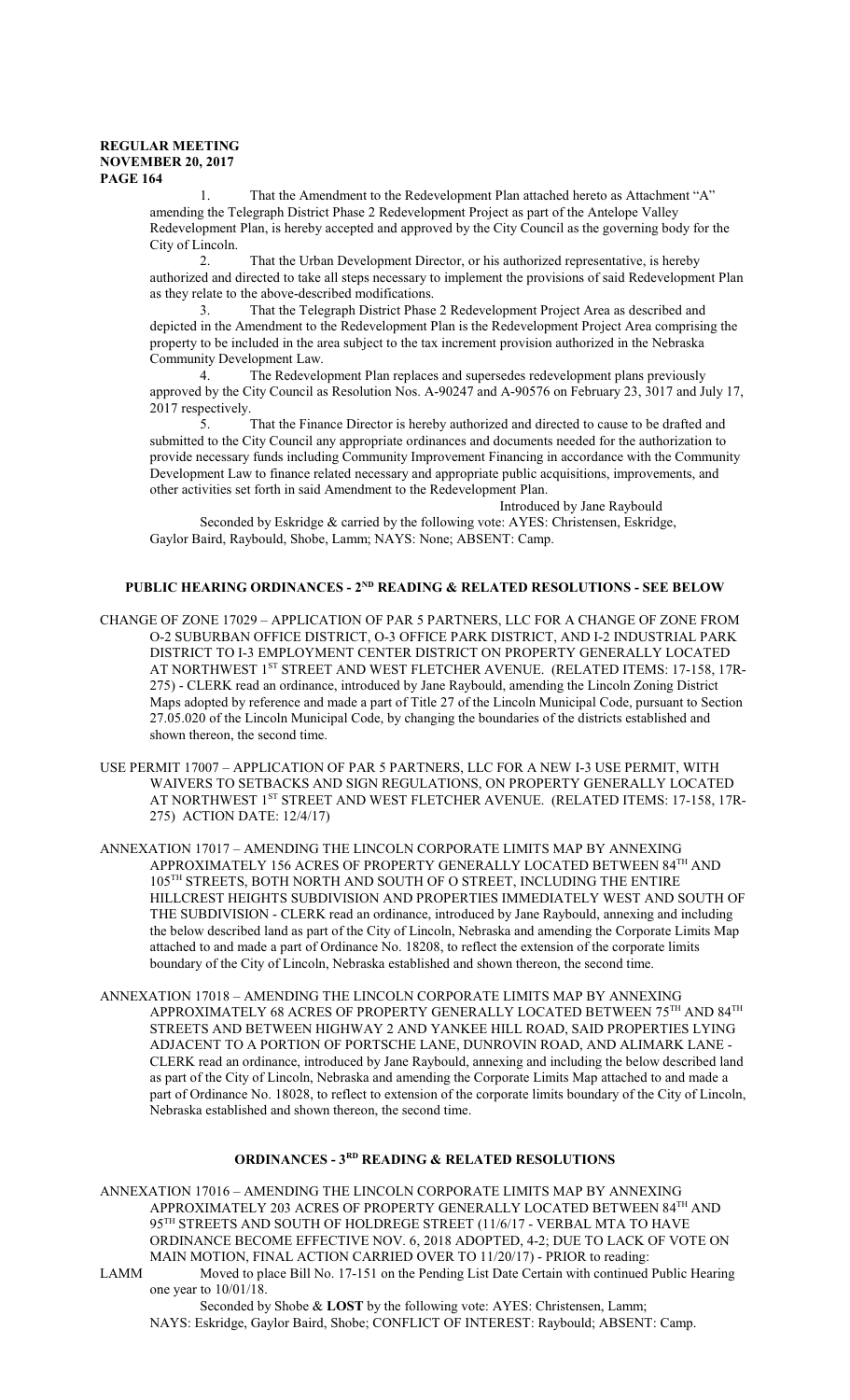1. That the Amendment to the Redevelopment Plan attached hereto as Attachment "A" amending the Telegraph District Phase 2 Redevelopment Project as part of the Antelope Valley Redevelopment Plan, is hereby accepted and approved by the City Council as the governing body for the City of Lincoln.

2. That the Urban Development Director, or his authorized representative, is hereby authorized and directed to take all steps necessary to implement the provisions of said Redevelopment Plan as they relate to the above-described modifications.

3. That the Telegraph District Phase 2 Redevelopment Project Area as described and depicted in the Amendment to the Redevelopment Plan is the Redevelopment Project Area comprising the property to be included in the area subject to the tax increment provision authorized in the Nebraska Community Development Law.

4. The Redevelopment Plan replaces and supersedes redevelopment plans previously approved by the City Council as Resolution Nos. A-90247 and A-90576 on February 23, 3017 and July 17, 2017 respectively.

5. That the Finance Director is hereby authorized and directed to cause to be drafted and submitted to the City Council any appropriate ordinances and documents needed for the authorization to provide necessary funds including Community Improvement Financing in accordance with the Community Development Law to finance related necessary and appropriate public acquisitions, improvements, and other activities set forth in said Amendment to the Redevelopment Plan.

Introduced by Jane Raybould

Seconded by Eskridge & carried by the following vote: AYES: Christensen, Eskridge, Gaylor Baird, Raybould, Shobe, Lamm; NAYS: None; ABSENT: Camp.

## PUBLIC HEARING ORDINANCES - 2ND READING & RELATED RESOLUTIONS - SEE BELOW

CHANGE OF ZONE 17029 – APPLICATION OF PAR 5 PARTNERS, LLC FOR A CHANGE OF ZONE FROM O-2 SUBURBAN OFFICE DISTRICT, O-3 OFFICE PARK DISTRICT, AND I-2 INDUSTRIAL PARK DISTRICT TO I-3 EMPLOYMENT CENTER DISTRICT ON PROPERTY GENERALLY LOCATED AT NORTHWEST 1ST STREET AND WEST FLETCHER AVENUE. (RELATED ITEMS: 17-158, 17R-275) - CLERK read an ordinance, introduced by Jane Raybould, amending the Lincoln Zoning District Maps adopted by reference and made a part of Title 27 of the Lincoln Municipal Code, pursuant to Section 27.05.020 of the Lincoln Municipal Code, by changing the boundaries of the districts established and shown thereon, the second time.

USE PERMIT 17007 – APPLICATION OF PAR 5 PARTNERS, LLC FOR A NEW I-3 USE PERMIT, WITH WAIVERS TO SETBACKS AND SIGN REGULATIONS, ON PROPERTY GENERALLY LOCATED AT NORTHWEST 1ST STREET AND WEST FLETCHER AVENUE. (RELATED ITEMS: 17-158, 17R-275) ACTION DATE: 12/4/17)

ANNEXATION 17017 – AMENDING THE LINCOLN CORPORATE LIMITS MAP BY ANNEXING APPROXIMATELY 156 ACRES OF PROPERTY GENERALLY LOCATED BETWEEN 84TH AND 105TH STREETS, BOTH NORTH AND SOUTH OF O STREET, INCLUDING THE ENTIRE HILLCREST HEIGHTS SUBDIVISION AND PROPERTIES IMMEDIATELY WEST AND SOUTH OF THE SUBDIVISION - CLERK read an ordinance, introduced by Jane Raybould, annexing and including the below described land as part of the City of Lincoln, Nebraska and amending the Corporate Limits Map attached to and made a part of Ordinance No. 18208, to reflect the extension of the corporate limits boundary of the City of Lincoln, Nebraska established and shown thereon, the second time.

ANNEXATION 17018 – AMENDING THE LINCOLN CORPORATE LIMITS MAP BY ANNEXING APPROXIMATELY 68 ACRES OF PROPERTY GENERALLY LOCATED BETWEEN 75TH AND 84TH STREETS AND BETWEEN HIGHWAY 2 AND YANKEE HILL ROAD, SAID PROPERTIES LYING ADJACENT TO A PORTION OF PORTSCHE LANE, DUNROVIN ROAD, AND ALIMARK LANE - CLERK read an ordinance, introduced by Jane Raybould, annexing and including the below described land as part of the City of Lincoln, Nebraska and amending the Corporate Limits Map attached to and made a part of Ordinance No. 18028, to reflect to extension of the corporate limits boundary of the City of Lincoln, Nebraska established and shown thereon, the second time.

## ORDINANCES - 3RD READING & RELATED RESOLUTIONS

ANNEXATION 17016 – AMENDING THE LINCOLN CORPORATE LIMITS MAP BY ANNEXING APPROXIMATELY 203 ACRES OF PROPERTY GENERALLY LOCATED BETWEEN 84TH AND 95TH STREETS AND SOUTH OF HOLDREGE STREET (11/6/17 - VERBAL MTA TO HAVE ORDINANCE BECOME EFFECTIVE NOV. 6, 2018 ADOPTED, 4-2; DUE TO LACK OF VOTE ON MAIN MOTION, FINAL ACTION CARRIED OVER TO 11/20/17) - PRIOR to reading:

LAMM Moved to place Bill No. 17-151 on the Pending List Date Certain with continued Public Hearing one year to 10/01/18.

Seconded by Shobe & **LOST** by the following vote: AYES: Christensen, Lamm; NAYS: Eskridge, Gaylor Baird, Shobe; CONFLICT OF INTEREST: Raybould; ABSENT: Camp.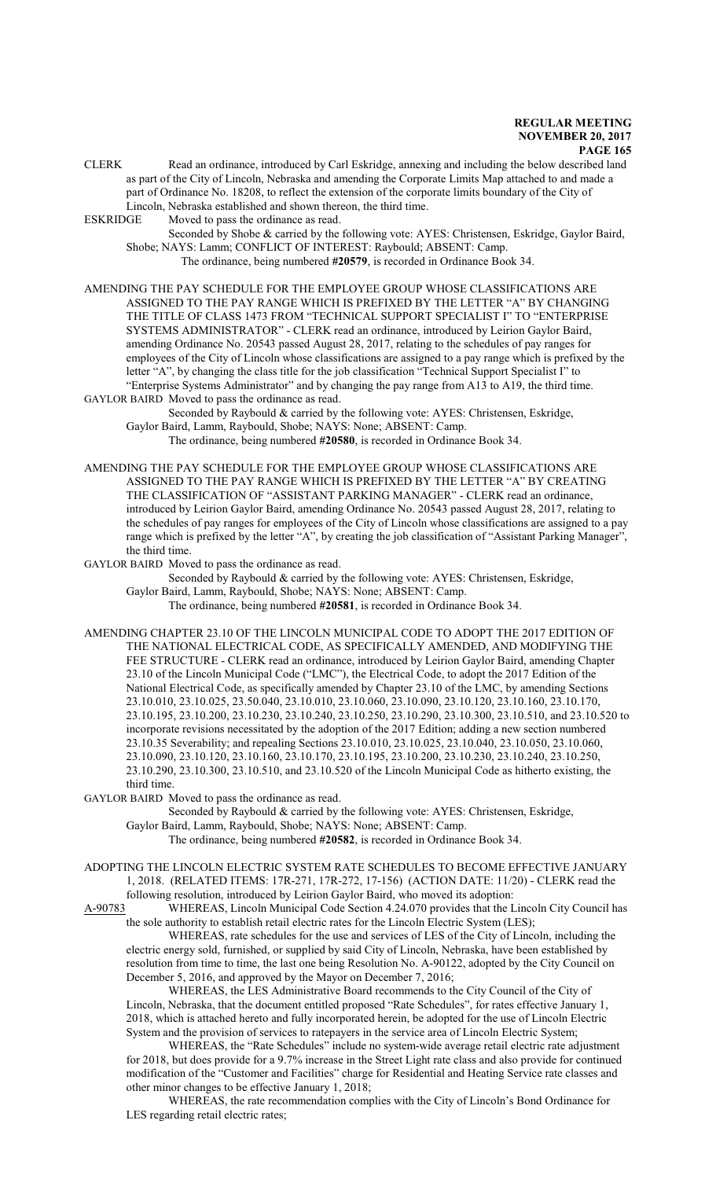CLERK Read an ordinance, introduced by Carl Eskridge, annexing and including the below described land as part of the City of Lincoln, Nebraska and amending the Corporate Limits Map attached to and made a part of Ordinance No. 18208, to reflect the extension of the corporate limits boundary of the City of Lincoln, Nebraska established and shown thereon, the third time.

ESKRIDGE Moved to pass the ordinance as read.

Seconded by Shobe & carried by the following vote: AYES: Christensen, Eskridge, Gaylor Baird, Shobe; NAYS: Lamm; CONFLICT OF INTEREST: Raybould; ABSENT: Camp.

The ordinance, being numbered **#20579**, is recorded in Ordinance Book 34.

AMENDING THE PAY SCHEDULE FOR THE EMPLOYEE GROUP WHOSE CLASSIFICATIONS ARE ASSIGNED TO THE PAY RANGE WHICH IS PREFIXED BY THE LETTER "A" BY CHANGING THE TITLE OF CLASS 1473 FROM "TECHNICAL SUPPORT SPECIALIST I" TO "ENTERPRISE SYSTEMS ADMINISTRATOR" - CLERK read an ordinance, introduced by Leirion Gaylor Baird, amending Ordinance No. 20543 passed August 28, 2017, relating to the schedules of pay ranges for employees of the City of Lincoln whose classifications are assigned to a pay range which is prefixed by the letter "A", by changing the class title for the job classification "Technical Support Specialist I" to "Enterprise Systems Administrator" and by changing the pay range from A13 to A19, the third time.

GAYLOR BAIRD Moved to pass the ordinance as read.

Seconded by Raybould & carried by the following vote: AYES: Christensen, Eskridge, Gaylor Baird, Lamm, Raybould, Shobe; NAYS: None; ABSENT: Camp.

The ordinance, being numbered **#20580**, is recorded in Ordinance Book 34.

AMENDING THE PAY SCHEDULE FOR THE EMPLOYEE GROUP WHOSE CLASSIFICATIONS ARE ASSIGNED TO THE PAY RANGE WHICH IS PREFIXED BY THE LETTER "A" BY CREATING THE CLASSIFICATION OF "ASSISTANT PARKING MANAGER" - CLERK read an ordinance, introduced by Leirion Gaylor Baird, amending Ordinance No. 20543 passed August 28, 2017, relating to the schedules of pay ranges for employees of the City of Lincoln whose classifications are assigned to a pay range which is prefixed by the letter "A", by creating the job classification of "Assistant Parking Manager", the third time.

GAYLOR BAIRD Moved to pass the ordinance as read.

Seconded by Raybould & carried by the following vote: AYES: Christensen, Eskridge, Gaylor Baird, Lamm, Raybould, Shobe; NAYS: None; ABSENT: Camp.

The ordinance, being numbered **#20581**, is recorded in Ordinance Book 34.

AMENDING CHAPTER 23.10 OF THE LINCOLN MUNICIPAL CODE TO ADOPT THE 2017 EDITION OF THE NATIONAL ELECTRICAL CODE, AS SPECIFICALLY AMENDED, AND MODIFYING THE FEE STRUCTURE - CLERK read an ordinance, introduced by Leirion Gaylor Baird, amending Chapter 23.10 of the Lincoln Municipal Code ("LMC"), the Electrical Code, to adopt the 2017 Edition of the National Electrical Code, as specifically amended by Chapter 23.10 of the LMC, by amending Sections 23.10.010, 23.10.025, 23.50.040, 23.10.010, 23.10.060, 23.10.090, 23.10.120, 23.10.160, 23.10.170, 23.10.195, 23.10.200, 23.10.230, 23.10.240, 23.10.250, 23.10.290, 23.10.300, 23.10.510, and 23.10.520 to incorporate revisions necessitated by the adoption of the 2017 Edition; adding a new section numbered 23.10.35 Severability; and repealing Sections 23.10.010, 23.10.025, 23.10.040, 23.10.050, 23.10.060, 23.10.090, 23.10.120, 23.10.160, 23.10.170, 23.10.195, 23.10.200, 23.10.230, 23.10.240, 23.10.250, 23.10.290, 23.10.300, 23.10.510, and 23.10.520 of the Lincoln Municipal Code as hitherto existing, the third time.

GAYLOR BAIRD Moved to pass the ordinance as read.

Seconded by Raybould & carried by the following vote: AYES: Christensen, Eskridge, Gaylor Baird, Lamm, Raybould, Shobe; NAYS: None; ABSENT: Camp.

The ordinance, being numbered **#20582**, is recorded in Ordinance Book 34.

ADOPTING THE LINCOLN ELECTRIC SYSTEM RATE SCHEDULES TO BECOME EFFECTIVE JANUARY 1, 2018. (RELATED ITEMS: 17R-271, 17R-272, 17-156) (ACTION DATE: 11/20) - CLERK read the following resolution, introduced by Leirion Gaylor Baird, who moved its adoption:

A-90783 WHEREAS, Lincoln Municipal Code Section 4.24.070 provides that the Lincoln City Council has the sole authority to establish retail electric rates for the Lincoln Electric System (LES);

WHEREAS, rate schedules for the use and services of LES of the City of Lincoln, including the electric energy sold, furnished, or supplied by said City of Lincoln, Nebraska, have been established by resolution from time to time, the last one being Resolution No. A-90122, adopted by the City Council on December 5, 2016, and approved by the Mayor on December 7, 2016;

WHEREAS, the LES Administrative Board recommends to the City Council of the City of Lincoln, Nebraska, that the document entitled proposed "Rate Schedules", for rates effective January 1, 2018, which is attached hereto and fully incorporated herein, be adopted for the use of Lincoln Electric System and the provision of services to ratepayers in the service area of Lincoln Electric System;

WHEREAS, the "Rate Schedules" include no system-wide average retail electric rate adjustment for 2018, but does provide for a 9.7% increase in the Street Light rate class and also provide for continued modification of the "Customer and Facilities" charge for Residential and Heating Service rate classes and other minor changes to be effective January 1, 2018;

WHEREAS, the rate recommendation complies with the City of Lincoln's Bond Ordinance for LES regarding retail electric rates;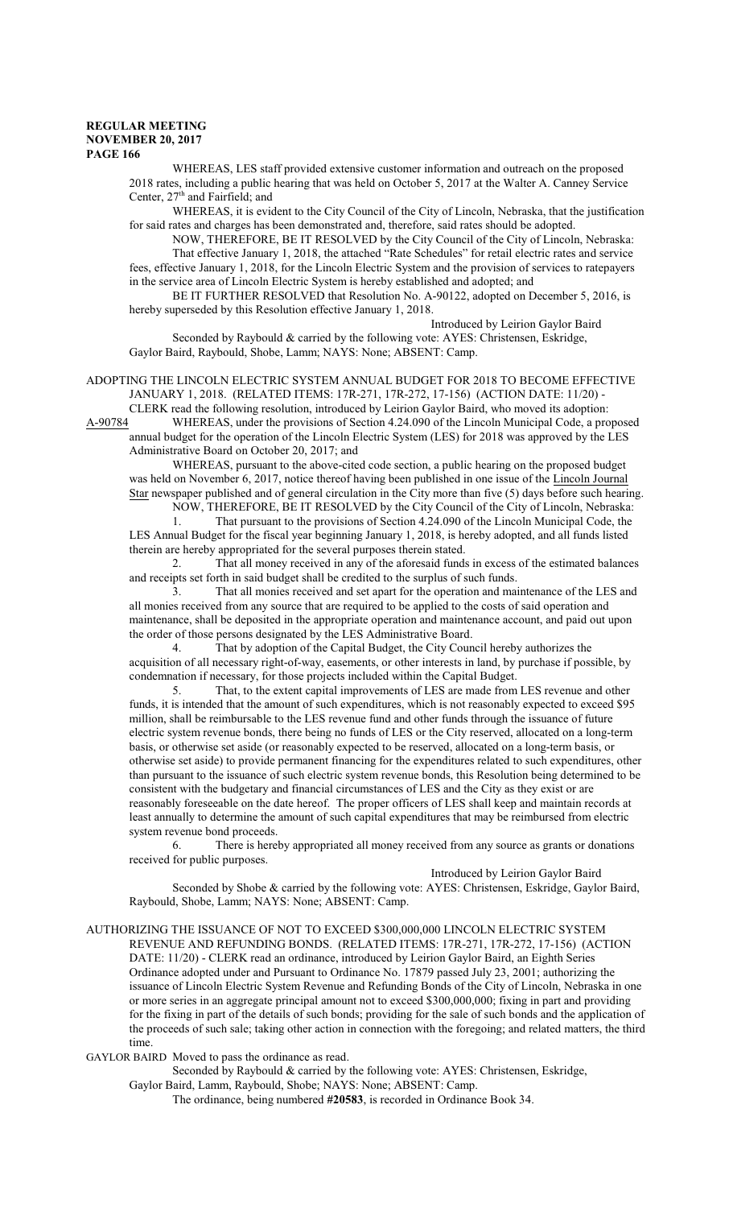WHEREAS, LES staff provided extensive customer information and outreach on the proposed 2018 rates, including a public hearing that was held on October 5, 2017 at the Walter A. Canney Service Center, 27th and Fairfield; and

WHEREAS, it is evident to the City Council of the City of Lincoln, Nebraska, that the justification for said rates and charges has been demonstrated and, therefore, said rates should be adopted.

NOW, THEREFORE, BE IT RESOLVED by the City Council of the City of Lincoln, Nebraska:

That effective January 1, 2018, the attached "Rate Schedules" for retail electric rates and service fees, effective January 1, 2018, for the Lincoln Electric System and the provision of services to ratepayers in the service area of Lincoln Electric System is hereby established and adopted; and

BE IT FURTHER RESOLVED that Resolution No. A-90122, adopted on December 5, 2016, is hereby superseded by this Resolution effective January 1, 2018.

Introduced by Leirion Gaylor Baird

Seconded by Raybould & carried by the following vote: AYES: Christensen, Eskridge, Gaylor Baird, Raybould, Shobe, Lamm; NAYS: None; ABSENT: Camp.

ADOPTING THE LINCOLN ELECTRIC SYSTEM ANNUAL BUDGET FOR 2018 TO BECOME EFFECTIVE JANUARY 1, 2018. (RELATED ITEMS: 17R-271, 17R-272, 17-156) (ACTION DATE: 11/20) - CLERK read the following resolution, introduced by Leirion Gaylor Baird, who moved its adoption:

A-90784 WHEREAS, under the provisions of Section 4.24.090 of the Lincoln Municipal Code, a proposed annual budget for the operation of the Lincoln Electric System (LES) for 2018 was approved by the LES Administrative Board on October 20, 2017; and

WHEREAS, pursuant to the above-cited code section, a public hearing on the proposed budget was held on November 6, 2017, notice thereof having been published in one issue of the Lincoln Journal Star newspaper published and of general circulation in the City more than five (5) days before such hearing.

NOW, THEREFORE, BE IT RESOLVED by the City Council of the City of Lincoln, Nebraska:

1. That pursuant to the provisions of Section 4.24.090 of the Lincoln Municipal Code, the LES Annual Budget for the fiscal year beginning January 1, 2018, is hereby adopted, and all funds listed therein are hereby appropriated for the several purposes therein stated.

2. That all money received in any of the aforesaid funds in excess of the estimated balances and receipts set forth in said budget shall be credited to the surplus of such funds.

3. That all monies received and set apart for the operation and maintenance of the LES and all monies received from any source that are required to be applied to the costs of said operation and maintenance, shall be deposited in the appropriate operation and maintenance account, and paid out upon the order of those persons designated by the LES Administrative Board.

4. That by adoption of the Capital Budget, the City Council hereby authorizes the acquisition of all necessary right-of-way, easements, or other interests in land, by purchase if possible, by condemnation if necessary, for those projects included within the Capital Budget.

5. That, to the extent capital improvements of LES are made from LES revenue and other funds, it is intended that the amount of such expenditures, which is not reasonably expected to exceed $95 million, shall be reimbursable to the LES revenue fund and other funds through the issuance of future electric system revenue bonds, there being no funds of LES or the City reserved, allocated on a long-term basis, or otherwise set aside (or reasonably expected to be reserved, allocated on a long-term basis, or otherwise set aside) to provide permanent financing for the expenditures related to such expenditures, other than pursuant to the issuance of such electric system revenue bonds, this Resolution being determined to be consistent with the budgetary and financial circumstances of LES and the City as they exist or are reasonably foreseeable on the date hereof. The proper officers of LES shall keep and maintain records at least annually to determine the amount of such capital expenditures that may be reimbursed from electric system revenue bond proceeds.

6. There is hereby appropriated all money received from any source as grants or donations received for public purposes.

Introduced by Leirion Gaylor Baird

Seconded by Shobe & carried by the following vote: AYES: Christensen, Eskridge, Gaylor Baird, Raybould, Shobe, Lamm; NAYS: None; ABSENT: Camp.

AUTHORIZING THE ISSUANCE OF NOT TO EXCEED $300,000,000 LINCOLN ELECTRIC SYSTEM REVENUE AND REFUNDING BONDS. (RELATED ITEMS: 17R-271, 17R-272, 17-156) (ACTION DATE: 11/20) - CLERK read an ordinance, introduced by Leirion Gaylor Baird, an Eighth Series Ordinance adopted under and Pursuant to Ordinance No. 17879 passed July 23, 2001; authorizing the issuance of Lincoln Electric System Revenue and Refunding Bonds of the City of Lincoln, Nebraska in one or more series in an aggregate principal amount not to exceed $300,000,000; fixing in part and providing for the fixing in part of the details of such bonds; providing for the sale of such bonds and the application of the proceeds of such sale; taking other action in connection with the foregoing; and related matters, the third time.

GAYLOR BAIRD Moved to pass the ordinance as read.

Seconded by Raybould & carried by the following vote: AYES: Christensen, Eskridge, Gaylor Baird, Lamm, Raybould, Shobe; NAYS: None; ABSENT: Camp.

The ordinance, being numbered **#20583**, is recorded in Ordinance Book 34.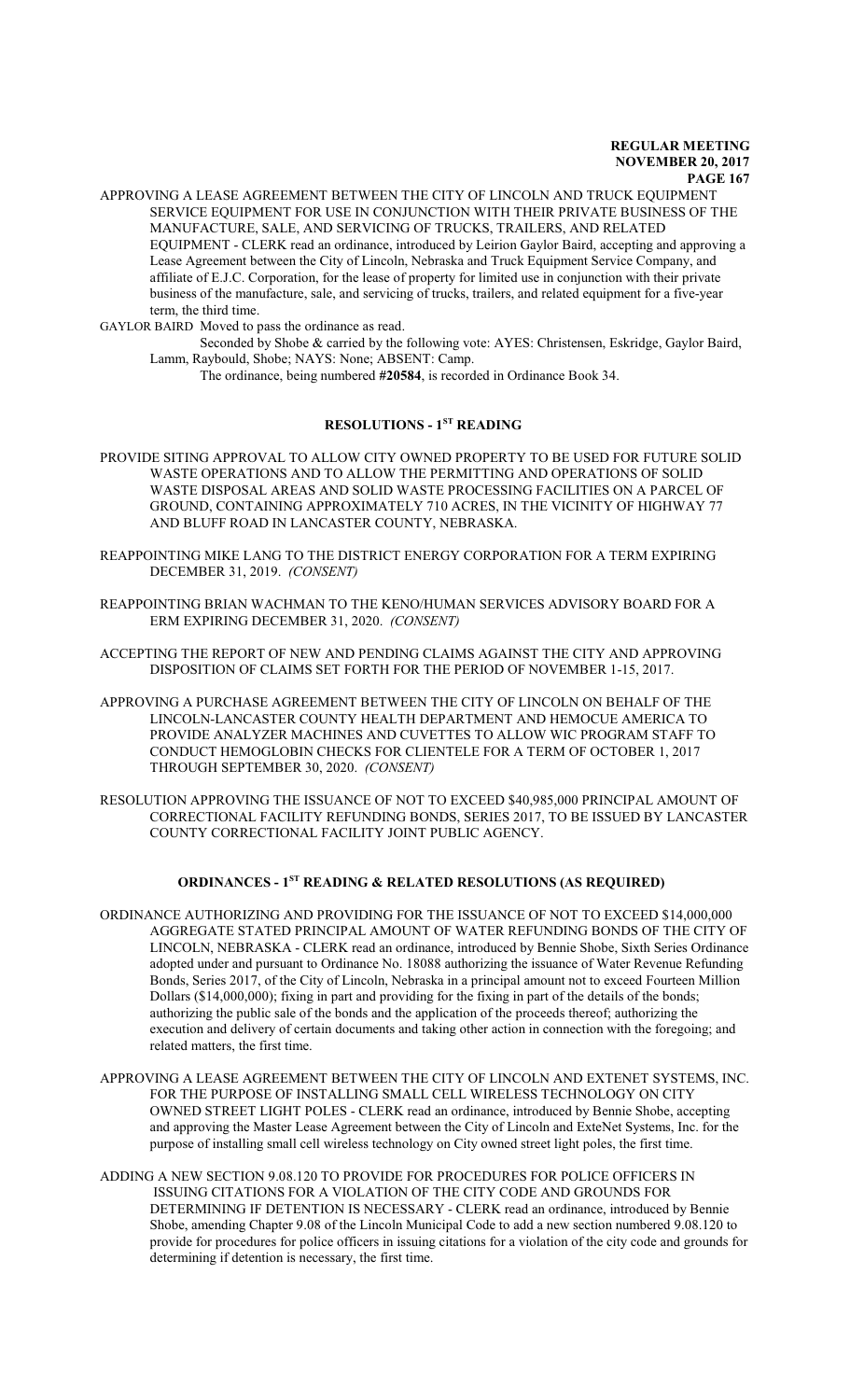APPROVING A LEASE AGREEMENT BETWEEN THE CITY OF LINCOLN AND TRUCK EQUIPMENT SERVICE EQUIPMENT FOR USE IN CONJUNCTION WITH THEIR PRIVATE BUSINESS OF THE MANUFACTURE, SALE, AND SERVICING OF TRUCKS, TRAILERS, AND RELATED EQUIPMENT - CLERK read an ordinance, introduced by Leirion Gaylor Baird, accepting and approving a Lease Agreement between the City of Lincoln, Nebraska and Truck Equipment Service Company, and affiliate of E.J.C. Corporation, for the lease of property for limited use in conjunction with their private business of the manufacture, sale, and servicing of trucks, trailers, and related equipment for a five-year term, the third time.

GAYLOR BAIRD Moved to pass the ordinance as read.

Seconded by Shobe & carried by the following vote: AYES: Christensen, Eskridge, Gaylor Baird, Lamm, Raybould, Shobe; NAYS: None; ABSENT: Camp.

The ordinance, being numbered **#20584**, is recorded in Ordinance Book 34.

## RESOLUTIONS - 1ST READING

PROVIDE SITING APPROVAL TO ALLOW CITY OWNED PROPERTY TO BE USED FOR FUTURE SOLID WASTE OPERATIONS AND TO ALLOW THE PERMITTING AND OPERATIONS OF SOLID WASTE DISPOSAL AREAS AND SOLID WASTE PROCESSING FACILITIES ON A PARCEL OF GROUND, CONTAINING APPROXIMATELY 710 ACRES, IN THE VICINITY OF HIGHWAY 77 AND BLUFF ROAD IN LANCASTER COUNTY, NEBRASKA.

REAPPOINTING MIKE LANG TO THE DISTRICT ENERGY CORPORATION FOR A TERM EXPIRING DECEMBER 31, 2019. *(CONSENT)*

REAPPOINTING BRIAN WACHMAN TO THE KENO/HUMAN SERVICES ADVISORY BOARD FOR A ERM EXPIRING DECEMBER 31, 2020. *(CONSENT)*

ACCEPTING THE REPORT OF NEW AND PENDING CLAIMS AGAINST THE CITY AND APPROVING DISPOSITION OF CLAIMS SET FORTH FOR THE PERIOD OF NOVEMBER 1-15, 2017.

APPROVING A PURCHASE AGREEMENT BETWEEN THE CITY OF LINCOLN ON BEHALF OF THE LINCOLN-LANCASTER COUNTY HEALTH DEPARTMENT AND HEMOCUE AMERICA TO PROVIDE ANALYZER MACHINES AND CUVETTES TO ALLOW WIC PROGRAM STAFF TO CONDUCT HEMOGLOBIN CHECKS FOR CLIENTELE FOR A TERM OF OCTOBER 1, 2017 THROUGH SEPTEMBER 30, 2020. *(CONSENT)*

RESOLUTION APPROVING THE ISSUANCE OF NOT TO EXCEED $40,985,000 PRINCIPAL AMOUNT OF CORRECTIONAL FACILITY REFUNDING BONDS, SERIES 2017, TO BE ISSUED BY LANCASTER COUNTY CORRECTIONAL FACILITY JOINT PUBLIC AGENCY.

## ORDINANCES - 1ST READING & RELATED RESOLUTIONS (AS REQUIRED)

ORDINANCE AUTHORIZING AND PROVIDING FOR THE ISSUANCE OF NOT TO EXCEED $14,000,000 AGGREGATE STATED PRINCIPAL AMOUNT OF WATER REFUNDING BONDS OF THE CITY OF LINCOLN, NEBRASKA - CLERK read an ordinance, introduced by Bennie Shobe, Sixth Series Ordinance adopted under and pursuant to Ordinance No. 18088 authorizing the issuance of Water Revenue Refunding Bonds, Series 2017, of the City of Lincoln, Nebraska in a principal amount not to exceed Fourteen Million Dollars ($14,000,000); fixing in part and providing for the fixing in part of the details of the bonds; authorizing the public sale of the bonds and the application of the proceeds thereof; authorizing the execution and delivery of certain documents and taking other action in connection with the foregoing; and related matters, the first time.

APPROVING A LEASE AGREEMENT BETWEEN THE CITY OF LINCOLN AND EXTENET SYSTEMS, INC. FOR THE PURPOSE OF INSTALLING SMALL CELL WIRELESS TECHNOLOGY ON CITY OWNED STREET LIGHT POLES - CLERK read an ordinance, introduced by Bennie Shobe, accepting and approving the Master Lease Agreement between the City of Lincoln and ExteNet Systems, Inc. for the purpose of installing small cell wireless technology on City owned street light poles, the first time.

ADDING A NEW SECTION 9.08.120 TO PROVIDE FOR PROCEDURES FOR POLICE OFFICERS IN ISSUING CITATIONS FOR A VIOLATION OF THE CITY CODE AND GROUNDS FOR DETERMINING IF DETENTION IS NECESSARY - CLERK read an ordinance, introduced by Bennie Shobe, amending Chapter 9.08 of the Lincoln Municipal Code to add a new section numbered 9.08.120 to provide for procedures for police officers in issuing citations for a violation of the city code and grounds for determining if detention is necessary, the first time.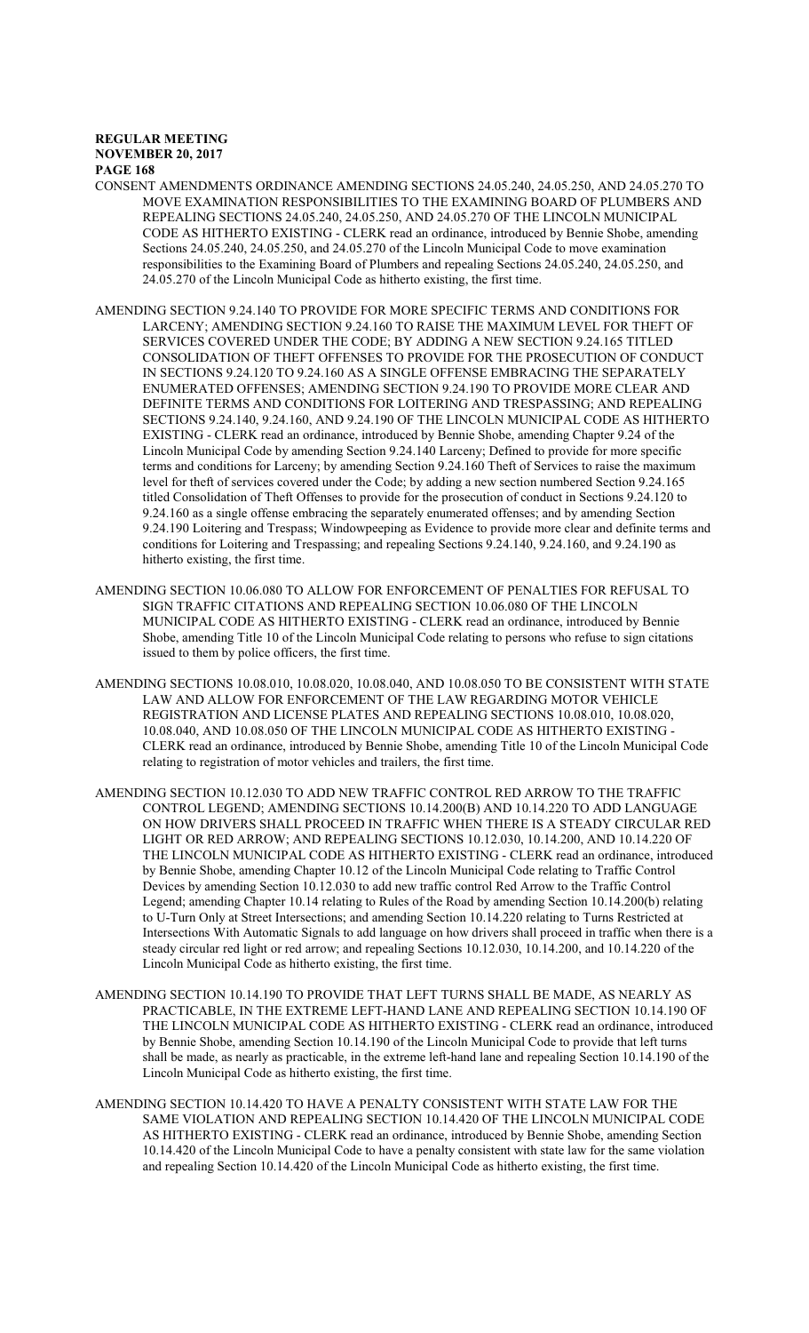CONSENT AMENDMENTS ORDINANCE AMENDING SECTIONS 24.05.240, 24.05.250, AND 24.05.270 TO MOVE EXAMINATION RESPONSIBILITIES TO THE EXAMINING BOARD OF PLUMBERS AND REPEALING SECTIONS 24.05.240, 24.05.250, AND 24.05.270 OF THE LINCOLN MUNICIPAL CODE AS HITHERTO EXISTING - CLERK read an ordinance, introduced by Bennie Shobe, amending Sections 24.05.240, 24.05.250, and 24.05.270 of the Lincoln Municipal Code to move examination responsibilities to the Examining Board of Plumbers and repealing Sections 24.05.240, 24.05.250, and 24.05.270 of the Lincoln Municipal Code as hitherto existing, the first time.

AMENDING SECTION 9.24.140 TO PROVIDE FOR MORE SPECIFIC TERMS AND CONDITIONS FOR LARCENY; AMENDING SECTION 9.24.160 TO RAISE THE MAXIMUM LEVEL FOR THEFT OF SERVICES COVERED UNDER THE CODE; BY ADDING A NEW SECTION 9.24.165 TITLED CONSOLIDATION OF THEFT OFFENSES TO PROVIDE FOR THE PROSECUTION OF CONDUCT IN SECTIONS 9.24.120 TO 9.24.160 AS A SINGLE OFFENSE EMBRACING THE SEPARATELY ENUMERATED OFFENSES; AMENDING SECTION 9.24.190 TO PROVIDE MORE CLEAR AND DEFINITE TERMS AND CONDITIONS FOR LOITERING AND TRESPASSING; AND REPEALING SECTIONS 9.24.140, 9.24.160, AND 9.24.190 OF THE LINCOLN MUNICIPAL CODE AS HITHERTO EXISTING - CLERK read an ordinance, introduced by Bennie Shobe, amending Chapter 9.24 of the Lincoln Municipal Code by amending Section 9.24.140 Larceny; Defined to provide for more specific terms and conditions for Larceny; by amending Section 9.24.160 Theft of Services to raise the maximum level for theft of services covered under the Code; by adding a new section numbered Section 9.24.165 titled Consolidation of Theft Offenses to provide for the prosecution of conduct in Sections 9.24.120 to 9.24.160 as a single offense embracing the separately enumerated offenses; and by amending Section 9.24.190 Loitering and Trespass; Windowpeeping as Evidence to provide more clear and definite terms and conditions for Loitering and Trespassing; and repealing Sections 9.24.140, 9.24.160, and 9.24.190 as hitherto existing, the first time.

AMENDING SECTION 10.06.080 TO ALLOW FOR ENFORCEMENT OF PENALTIES FOR REFUSAL TO SIGN TRAFFIC CITATIONS AND REPEALING SECTION 10.06.080 OF THE LINCOLN MUNICIPAL CODE AS HITHERTO EXISTING - CLERK read an ordinance, introduced by Bennie Shobe, amending Title 10 of the Lincoln Municipal Code relating to persons who refuse to sign citations issued to them by police officers, the first time.

AMENDING SECTIONS 10.08.010, 10.08.020, 10.08.040, AND 10.08.050 TO BE CONSISTENT WITH STATE LAW AND ALLOW FOR ENFORCEMENT OF THE LAW REGARDING MOTOR VEHICLE REGISTRATION AND LICENSE PLATES AND REPEALING SECTIONS 10.08.010, 10.08.020, 10.08.040, AND 10.08.050 OF THE LINCOLN MUNICIPAL CODE AS HITHERTO EXISTING - CLERK read an ordinance, introduced by Bennie Shobe, amending Title 10 of the Lincoln Municipal Code relating to registration of motor vehicles and trailers, the first time.

AMENDING SECTION 10.12.030 TO ADD NEW TRAFFIC CONTROL RED ARROW TO THE TRAFFIC CONTROL LEGEND; AMENDING SECTIONS 10.14.200(B) AND 10.14.220 TO ADD LANGUAGE ON HOW DRIVERS SHALL PROCEED IN TRAFFIC WHEN THERE IS A STEADY CIRCULAR RED LIGHT OR RED ARROW; AND REPEALING SECTIONS 10.12.030, 10.14.200, AND 10.14.220 OF THE LINCOLN MUNICIPAL CODE AS HITHERTO EXISTING - CLERK read an ordinance, introduced by Bennie Shobe, amending Chapter 10.12 of the Lincoln Municipal Code relating to Traffic Control Devices by amending Section 10.12.030 to add new traffic control Red Arrow to the Traffic Control Legend; amending Chapter 10.14 relating to Rules of the Road by amending Section 10.14.200(b) relating to U-Turn Only at Street Intersections; and amending Section 10.14.220 relating to Turns Restricted at Intersections With Automatic Signals to add language on how drivers shall proceed in traffic when there is a steady circular red light or red arrow; and repealing Sections 10.12.030, 10.14.200, and 10.14.220 of the Lincoln Municipal Code as hitherto existing, the first time.

AMENDING SECTION 10.14.190 TO PROVIDE THAT LEFT TURNS SHALL BE MADE, AS NEARLY AS PRACTICABLE, IN THE EXTREME LEFT-HAND LANE AND REPEALING SECTION 10.14.190 OF THE LINCOLN MUNICIPAL CODE AS HITHERTO EXISTING - CLERK read an ordinance, introduced by Bennie Shobe, amending Section 10.14.190 of the Lincoln Municipal Code to provide that left turns shall be made, as nearly as practicable, in the extreme left-hand lane and repealing Section 10.14.190 of the Lincoln Municipal Code as hitherto existing, the first time.

AMENDING SECTION 10.14.420 TO HAVE A PENALTY CONSISTENT WITH STATE LAW FOR THE SAME VIOLATION AND REPEALING SECTION 10.14.420 OF THE LINCOLN MUNICIPAL CODE AS HITHERTO EXISTING - CLERK read an ordinance, introduced by Bennie Shobe, amending Section 10.14.420 of the Lincoln Municipal Code to have a penalty consistent with state law for the same violation and repealing Section 10.14.420 of the Lincoln Municipal Code as hitherto existing, the first time.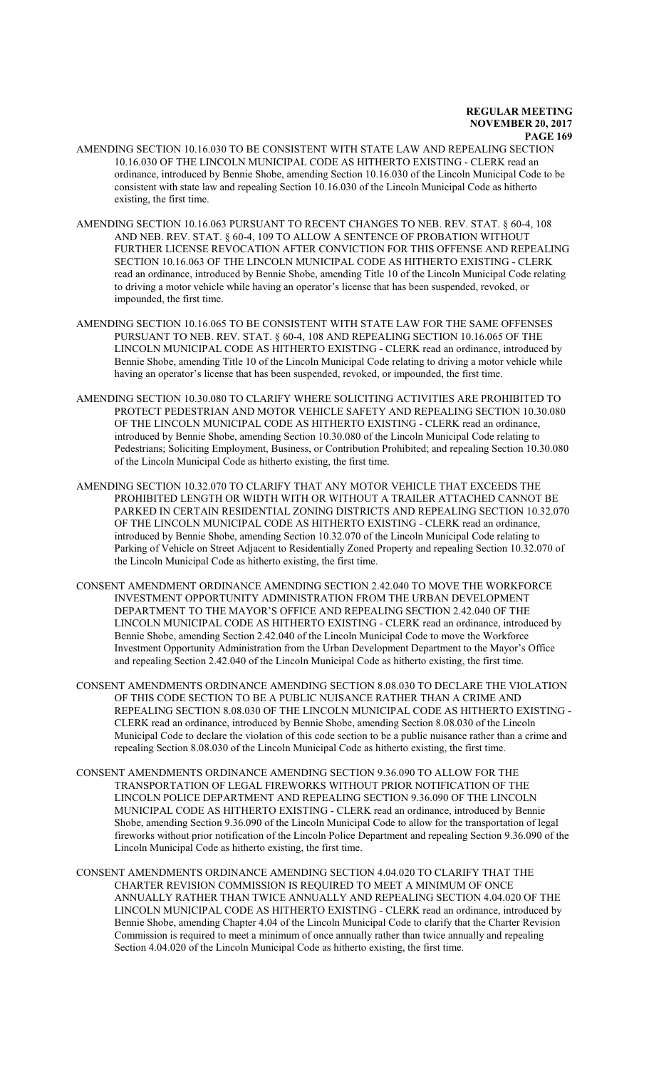AMENDING SECTION 10.16.030 TO BE CONSISTENT WITH STATE LAW AND REPEALING SECTION 10.16.030 OF THE LINCOLN MUNICIPAL CODE AS HITHERTO EXISTING - CLERK read an ordinance, introduced by Bennie Shobe, amending Section 10.16.030 of the Lincoln Municipal Code to be consistent with state law and repealing Section 10.16.030 of the Lincoln Municipal Code as hitherto existing, the first time.

AMENDING SECTION 10.16.063 PURSUANT TO RECENT CHANGES TO NEB. REV. STAT. § 60-4, 108 AND NEB. REV. STAT. § 60-4, 109 TO ALLOW A SENTENCE OF PROBATION WITHOUT FURTHER LICENSE REVOCATION AFTER CONVICTION FOR THIS OFFENSE AND REPEALING SECTION 10.16.063 OF THE LINCOLN MUNICIPAL CODE AS HITHERTO EXISTING - CLERK read an ordinance, introduced by Bennie Shobe, amending Title 10 of the Lincoln Municipal Code relating to driving a motor vehicle while having an operator's license that has been suspended, revoked, or impounded, the first time.

AMENDING SECTION 10.16.065 TO BE CONSISTENT WITH STATE LAW FOR THE SAME OFFENSES PURSUANT TO NEB. REV. STAT. § 60-4, 108 AND REPEALING SECTION 10.16.065 OF THE LINCOLN MUNICIPAL CODE AS HITHERTO EXISTING - CLERK read an ordinance, introduced by Bennie Shobe, amending Title 10 of the Lincoln Municipal Code relating to driving a motor vehicle while having an operator's license that has been suspended, revoked, or impounded, the first time.

AMENDING SECTION 10.30.080 TO CLARIFY WHERE SOLICITING ACTIVITIES ARE PROHIBITED TO PROTECT PEDESTRIAN AND MOTOR VEHICLE SAFETY AND REPEALING SECTION 10.30.080 OF THE LINCOLN MUNICIPAL CODE AS HITHERTO EXISTING - CLERK read an ordinance, introduced by Bennie Shobe, amending Section 10.30.080 of the Lincoln Municipal Code relating to Pedestrians; Soliciting Employment, Business, or Contribution Prohibited; and repealing Section 10.30.080 of the Lincoln Municipal Code as hitherto existing, the first time.

AMENDING SECTION 10.32.070 TO CLARIFY THAT ANY MOTOR VEHICLE THAT EXCEEDS THE PROHIBITED LENGTH OR WIDTH WITH OR WITHOUT A TRAILER ATTACHED CANNOT BE PARKED IN CERTAIN RESIDENTIAL ZONING DISTRICTS AND REPEALING SECTION 10.32.070 OF THE LINCOLN MUNICIPAL CODE AS HITHERTO EXISTING - CLERK read an ordinance, introduced by Bennie Shobe, amending Section 10.32.070 of the Lincoln Municipal Code relating to Parking of Vehicle on Street Adjacent to Residentially Zoned Property and repealing Section 10.32.070 of the Lincoln Municipal Code as hitherto existing, the first time.

CONSENT AMENDMENT ORDINANCE AMENDING SECTION 2.42.040 TO MOVE THE WORKFORCE INVESTMENT OPPORTUNITY ADMINISTRATION FROM THE URBAN DEVELOPMENT DEPARTMENT TO THE MAYOR'S OFFICE AND REPEALING SECTION 2.42.040 OF THE LINCOLN MUNICIPAL CODE AS HITHERTO EXISTING - CLERK read an ordinance, introduced by Bennie Shobe, amending Section 2.42.040 of the Lincoln Municipal Code to move the Workforce Investment Opportunity Administration from the Urban Development Department to the Mayor's Office and repealing Section 2.42.040 of the Lincoln Municipal Code as hitherto existing, the first time.

CONSENT AMENDMENTS ORDINANCE AMENDING SECTION 8.08.030 TO DECLARE THE VIOLATION OF THIS CODE SECTION TO BE A PUBLIC NUISANCE RATHER THAN A CRIME AND REPEALING SECTION 8.08.030 OF THE LINCOLN MUNICIPAL CODE AS HITHERTO EXISTING - CLERK read an ordinance, introduced by Bennie Shobe, amending Section 8.08.030 of the Lincoln Municipal Code to declare the violation of this code section to be a public nuisance rather than a crime and repealing Section 8.08.030 of the Lincoln Municipal Code as hitherto existing, the first time.

CONSENT AMENDMENTS ORDINANCE AMENDING SECTION 9.36.090 TO ALLOW FOR THE TRANSPORTATION OF LEGAL FIREWORKS WITHOUT PRIOR NOTIFICATION OF THE LINCOLN POLICE DEPARTMENT AND REPEALING SECTION 9.36.090 OF THE LINCOLN MUNICIPAL CODE AS HITHERTO EXISTING - CLERK read an ordinance, introduced by Bennie Shobe, amending Section 9.36.090 of the Lincoln Municipal Code to allow for the transportation of legal fireworks without prior notification of the Lincoln Police Department and repealing Section 9.36.090 of the Lincoln Municipal Code as hitherto existing, the first time.

CONSENT AMENDMENTS ORDINANCE AMENDING SECTION 4.04.020 TO CLARIFY THAT THE CHARTER REVISION COMMISSION IS REQUIRED TO MEET A MINIMUM OF ONCE ANNUALLY RATHER THAN TWICE ANNUALLY AND REPEALING SECTION 4.04.020 OF THE LINCOLN MUNICIPAL CODE AS HITHERTO EXISTING - CLERK read an ordinance, introduced by Bennie Shobe, amending Chapter 4.04 of the Lincoln Municipal Code to clarify that the Charter Revision Commission is required to meet a minimum of once annually rather than twice annually and repealing Section 4.04.020 of the Lincoln Municipal Code as hitherto existing, the first time.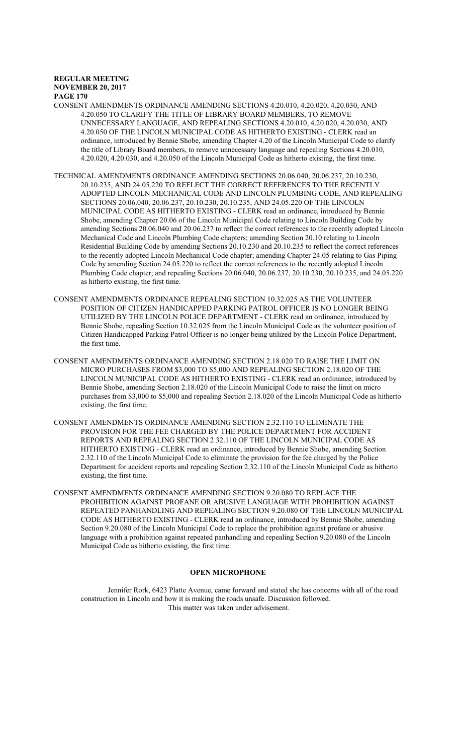CONSENT AMENDMENTS ORDINANCE AMENDING SECTIONS 4.20.010, 4.20.020, 4.20.030, AND 4.20.050 TO CLARIFY THE TITLE OF LIBRARY BOARD MEMBERS, TO REMOVE UNNECESSARY LANGUAGE, AND REPEALING SECTIONS 4.20.010, 4.20.020, 4.20.030, AND 4.20.050 OF THE LINCOLN MUNICIPAL CODE AS HITHERTO EXISTING - CLERK read an ordinance, introduced by Bennie Shobe, amending Chapter 4.20 of the Lincoln Municipal Code to clarify the title of Library Board members, to remove unnecessary language and repealing Sections 4.20.010, 4.20.020, 4.20.030, and 4.20.050 of the Lincoln Municipal Code as hitherto existing, the first time.

TECHNICAL AMENDMENTS ORDINANCE AMENDING SECTIONS 20.06.040, 20.06.237, 20.10.230, 20.10.235, AND 24.05.220 TO REFLECT THE CORRECT REFERENCES TO THE RECENTLY ADOPTED LINCOLN MECHANICAL CODE AND LINCOLN PLUMBING CODE, AND REPEALING SECTIONS 20.06.040, 20.06.237, 20.10.230, 20.10.235, AND 24.05.220 OF THE LINCOLN MUNICIPAL CODE AS HITHERTO EXISTING - CLERK read an ordinance, introduced by Bennie Shobe, amending Chapter 20.06 of the Lincoln Municipal Code relating to Lincoln Building Code by amending Sections 20.06.040 and 20.06.237 to reflect the correct references to the recently adopted Lincoln Mechanical Code and Lincoln Plumbing Code chapters; amending Section 20.10 relating to Lincoln Residential Building Code by amending Sections 20.10.230 and 20.10.235 to reflect the correct references to the recently adopted Lincoln Mechanical Code chapter; amending Chapter 24.05 relating to Gas Piping Code by amending Section 24.05.220 to reflect the correct references to the recently adopted Lincoln Plumbing Code chapter; and repealing Sections 20.06.040, 20.06.237, 20.10.230, 20.10.235, and 24.05.220 as hitherto existing, the first time.

CONSENT AMENDMENTS ORDINANCE REPEALING SECTION 10.32.025 AS THE VOLUNTEER POSITION OF CITIZEN HANDICAPPED PARKING PATROL OFFICER IS NO LONGER BEING UTILIZED BY THE LINCOLN POLICE DEPARTMENT - CLERK read an ordinance, introduced by Bennie Shobe, repealing Section 10.32.025 from the Lincoln Municipal Code as the volunteer position of Citizen Handicapped Parking Patrol Officer is no longer being utilized by the Lincoln Police Department, the first time.

CONSENT AMENDMENTS ORDINANCE AMENDING SECTION 2.18.020 TO RAISE THE LIMIT ON MICRO PURCHASES FROM $3,000 TO $5,000 AND REPEALING SECTION 2.18.020 OF THE LINCOLN MUNICIPAL CODE AS HITHERTO EXISTING - CLERK read an ordinance, introduced by Bennie Shobe, amending Section 2.18.020 of the Lincoln Municipal Code to raise the limit on micro purchases from $3,000 to $5,000 and repealing Section 2.18.020 of the Lincoln Municipal Code as hitherto existing, the first time.

CONSENT AMENDMENTS ORDINANCE AMENDING SECTION 2.32.110 TO ELIMINATE THE PROVISION FOR THE FEE CHARGED BY THE POLICE DEPARTMENT FOR ACCIDENT REPORTS AND REPEALING SECTION 2.32.110 OF THE LINCOLN MUNICIPAL CODE AS HITHERTO EXISTING - CLERK read an ordinance, introduced by Bennie Shobe, amending Section 2.32.110 of the Lincoln Municipal Code to eliminate the provision for the fee charged by the Police Department for accident reports and repealing Section 2.32.110 of the Lincoln Municipal Code as hitherto existing, the first time.

CONSENT AMENDMENTS ORDINANCE AMENDING SECTION 9.20.080 TO REPLACE THE PROHIBITION AGAINST PROFANE OR ABUSIVE LANGUAGE WITH PROHIBITION AGAINST REPEATED PANHANDLING AND REPEALING SECTION 9.20.080 OF THE LINCOLN MUNICIPAL CODE AS HITHERTO EXISTING - CLERK read an ordinance, introduced by Bennie Shobe, amending Section 9.20.080 of the Lincoln Municipal Code to replace the prohibition against profane or abusive language with a prohibition against repeated panhandling and repealing Section 9.20.080 of the Lincoln Municipal Code as hitherto existing, the first time.

## OPEN MICROPHONE

Jennifer Rork, 6423 Platte Avenue, came forward and stated she has concerns with all of the road construction in Lincoln and how it is making the roads unsafe. Discussion followed.

This matter was taken under advisement.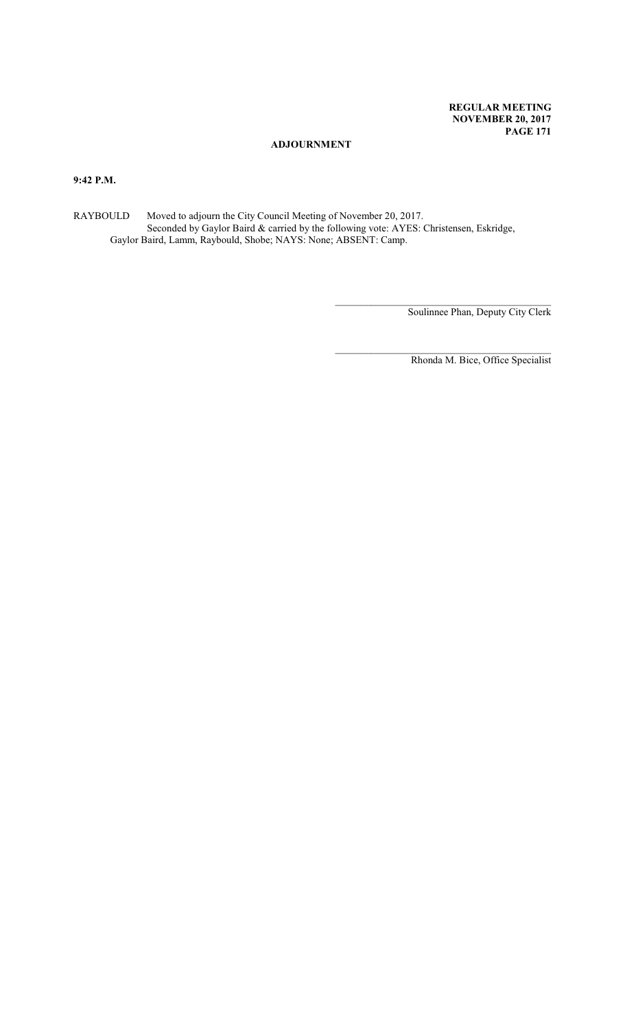## ADJOURNMENT

**9:42 P.M.**

RAYBOULD Moved to adjourn the City Council Meeting of November 20, 2017.
Seconded by Gaylor Baird & carried by the following vote: AYES: Christensen, Eskridge, Gaylor Baird, Lamm, Raybould, Shobe; NAYS: None; ABSENT: Camp.

\_\_\_\_\_\_\_\_\_\_\_\_\_\_\_\_\_\_\_\_\_\_\_\_\_\_\_\_\_\_\_\_\_\_\_\_\_\_\_\_
Soulinnee Phan, Deputy City Clerk

\_\_\_\_\_\_\_\_\_\_\_\_\_\_\_\_\_\_\_\_\_\_\_\_\_\_\_\_\_\_\_\_\_\_\_\_\_\_\_\_
Rhonda M. Bice, Office Specialist